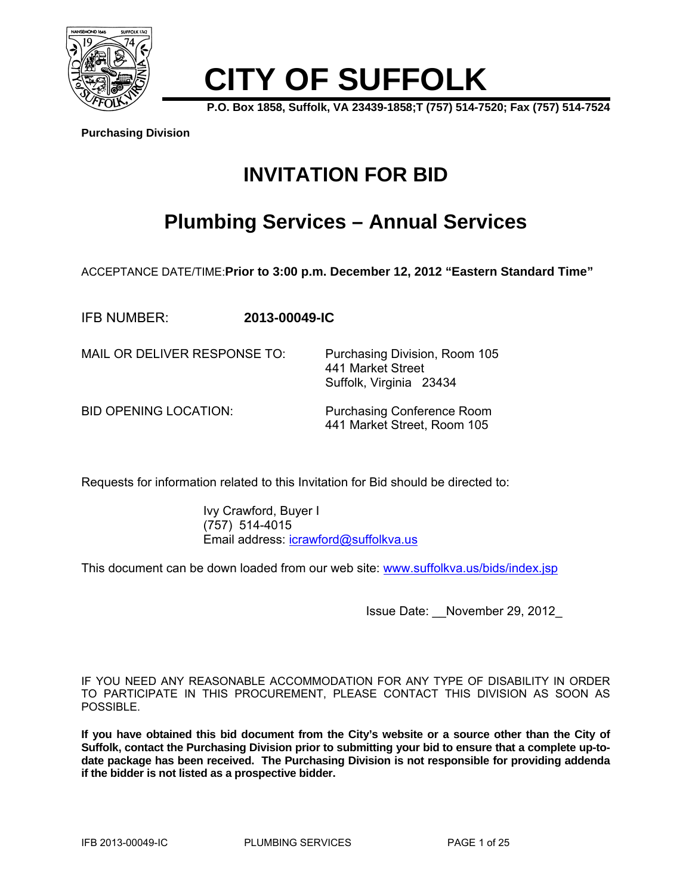# CITY OF SUFFOLK

**P.O. Box 1858, Suffolk, VA 23439-1858;T (757) 514-7520; Fax (757) 514-7524**

**Purchasing Division**

# INVITATION FOR BID

## Plumbing Services – Annual Services

ACCEPTANCE DATE/TIME:**Prior to 3:00 p.m. December 12, 2012 "Eastern Standard Time"**

IFB NUMBER: **2013-00049-IC**

MAIL OR DELIVER RESPONSE TO: Purchasing Division, Room 105
441 Market Street
Suffolk, Virginia 23434

BID OPENING LOCATION: Purchasing Conference Room
441 Market Street, Room 105

Requests for information related to this Invitation for Bid should be directed to:

Ivy Crawford, Buyer I
(757) 514-4015
Email address: icrawford@suffolkva.us

This document can be down loaded from our web site: www.suffolkva.us/bids/index.jsp

Issue Date: __November 29, 2012_

IF YOU NEED ANY REASONABLE ACCOMMODATION FOR ANY TYPE OF DISABILITY IN ORDER TO PARTICIPATE IN THIS PROCUREMENT, PLEASE CONTACT THIS DIVISION AS SOON AS POSSIBLE.

**If you have obtained this bid document from the City's website or a source other than the City of Suffolk, contact the Purchasing Division prior to submitting your bid to ensure that a complete up-to-date package has been received. The Purchasing Division is not responsible for providing addenda if the bidder is not listed as a prospective bidder.**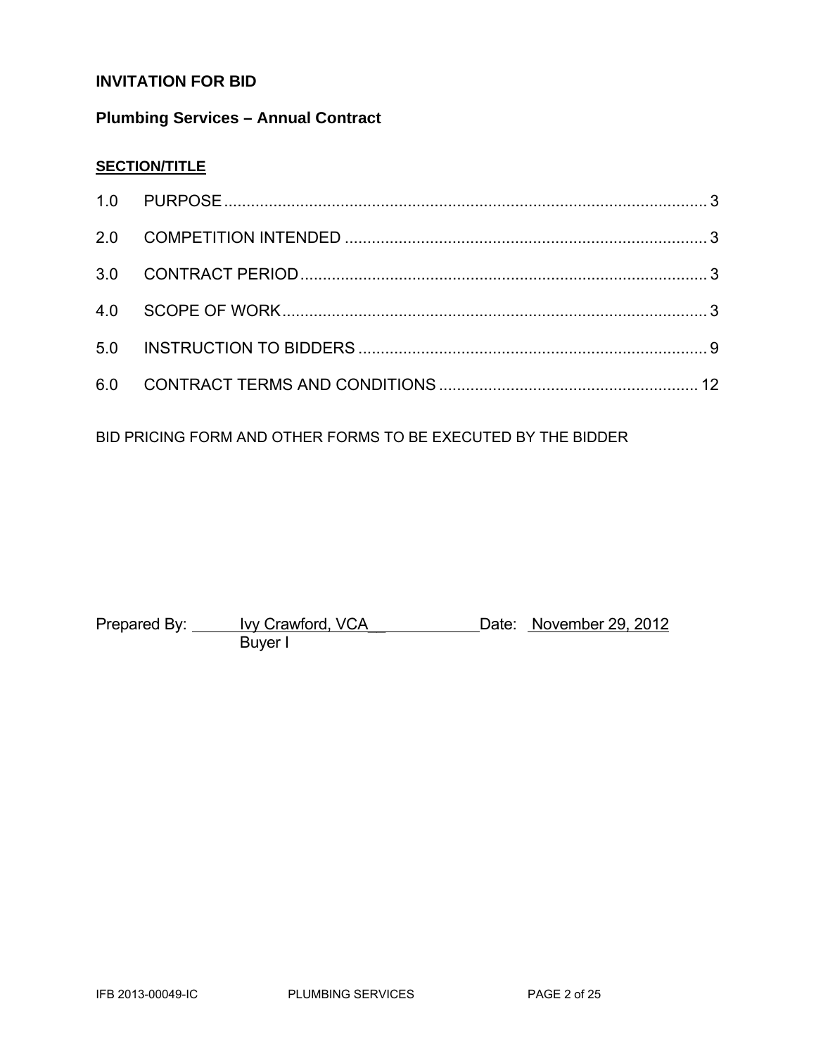**INVITATION FOR BID**

**Plumbing Services – Annual Contract**

**SECTION/TITLE**

| | | |
|---|---|---|
| 1.0 | PURPOSE | 3 |
| 2.0 | COMPETITION INTENDED | 3 |
| 3.0 | CONTRACT PERIOD | 3 |
| 4.0 | SCOPE OF WORK | 3 |
| 5.0 | INSTRUCTION TO BIDDERS | 9 |
| 6.0 | CONTRACT TERMS AND CONDITIONS | 12 |

BID PRICING FORM AND OTHER FORMS TO BE EXECUTED BY THE BIDDER

Prepared By: Ivy Crawford, VCA__ Date: November 29, 2012
Buyer I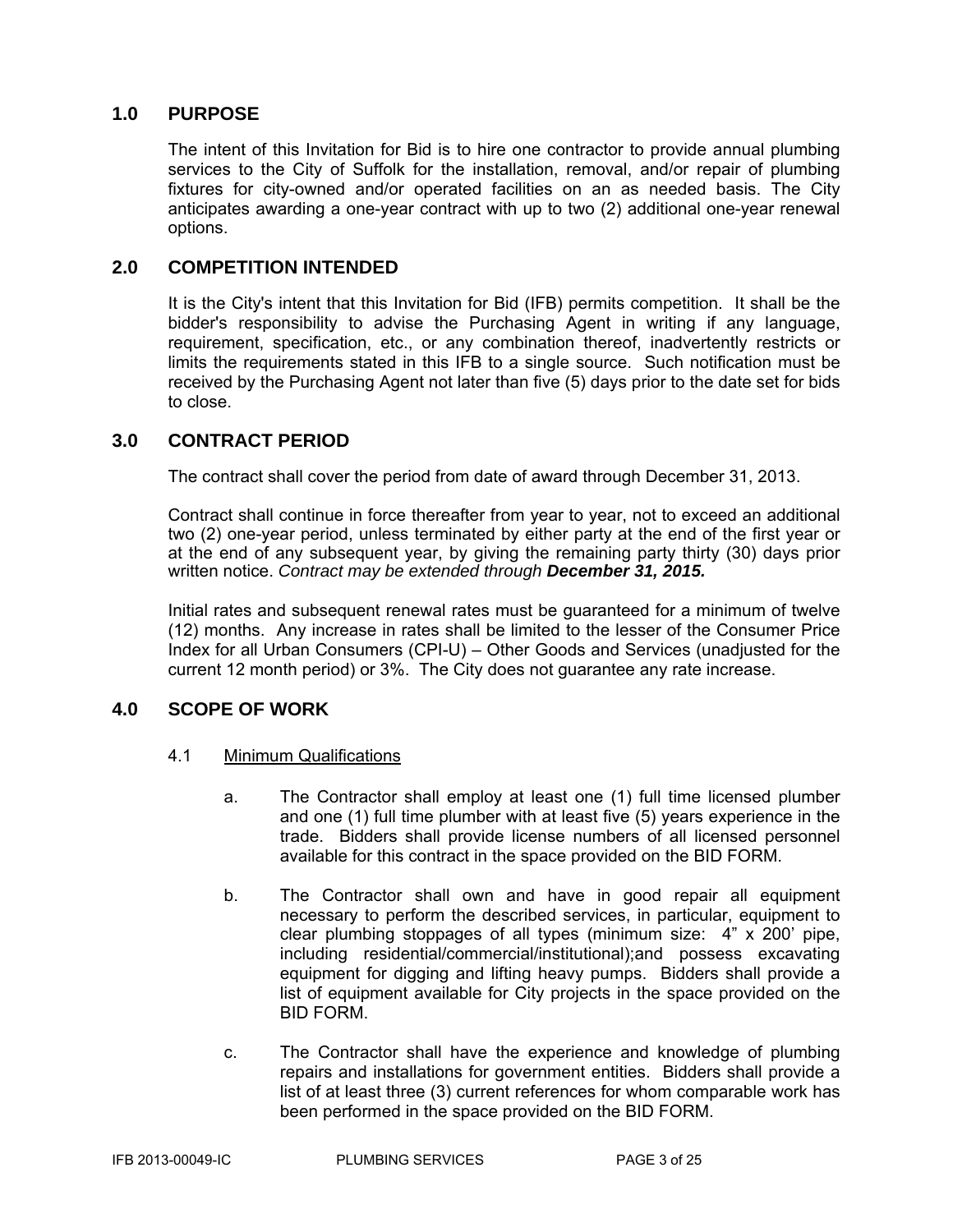## 1.0 PURPOSE

The intent of this Invitation for Bid is to hire one contractor to provide annual plumbing services to the City of Suffolk for the installation, removal, and/or repair of plumbing fixtures for city-owned and/or operated facilities on an as needed basis. The City anticipates awarding a one-year contract with up to two (2) additional one-year renewal options.

## 2.0 COMPETITION INTENDED

It is the City's intent that this Invitation for Bid (IFB) permits competition. It shall be the bidder's responsibility to advise the Purchasing Agent in writing if any language, requirement, specification, etc., or any combination thereof, inadvertently restricts or limits the requirements stated in this IFB to a single source. Such notification must be received by the Purchasing Agent not later than five (5) days prior to the date set for bids to close.

## 3.0 CONTRACT PERIOD

The contract shall cover the period from date of award through December 31, 2013.

Contract shall continue in force thereafter from year to year, not to exceed an additional two (2) one-year period, unless terminated by either party at the end of the first year or at the end of any subsequent year, by giving the remaining party thirty (30) days prior written notice. *Contract may be extended through **December 31, 2015.***

Initial rates and subsequent renewal rates must be guaranteed for a minimum of twelve (12) months. Any increase in rates shall be limited to the lesser of the Consumer Price Index for all Urban Consumers (CPI-U) – Other Goods and Services (unadjusted for the current 12 month period) or 3%. The City does not guarantee any rate increase.

## 4.0 SCOPE OF WORK

### 4.1 Minimum Qualifications

a. The Contractor shall employ at least one (1) full time licensed plumber and one (1) full time plumber with at least five (5) years experience in the trade. Bidders shall provide license numbers of all licensed personnel available for this contract in the space provided on the BID FORM.

b. The Contractor shall own and have in good repair all equipment necessary to perform the described services, in particular, equipment to clear plumbing stoppages of all types (minimum size: 4" x 200' pipe, including residential/commercial/institutional);and possess excavating equipment for digging and lifting heavy pumps. Bidders shall provide a list of equipment available for City projects in the space provided on the BID FORM.

c. The Contractor shall have the experience and knowledge of plumbing repairs and installations for government entities. Bidders shall provide a list of at least three (3) current references for whom comparable work has been performed in the space provided on the BID FORM.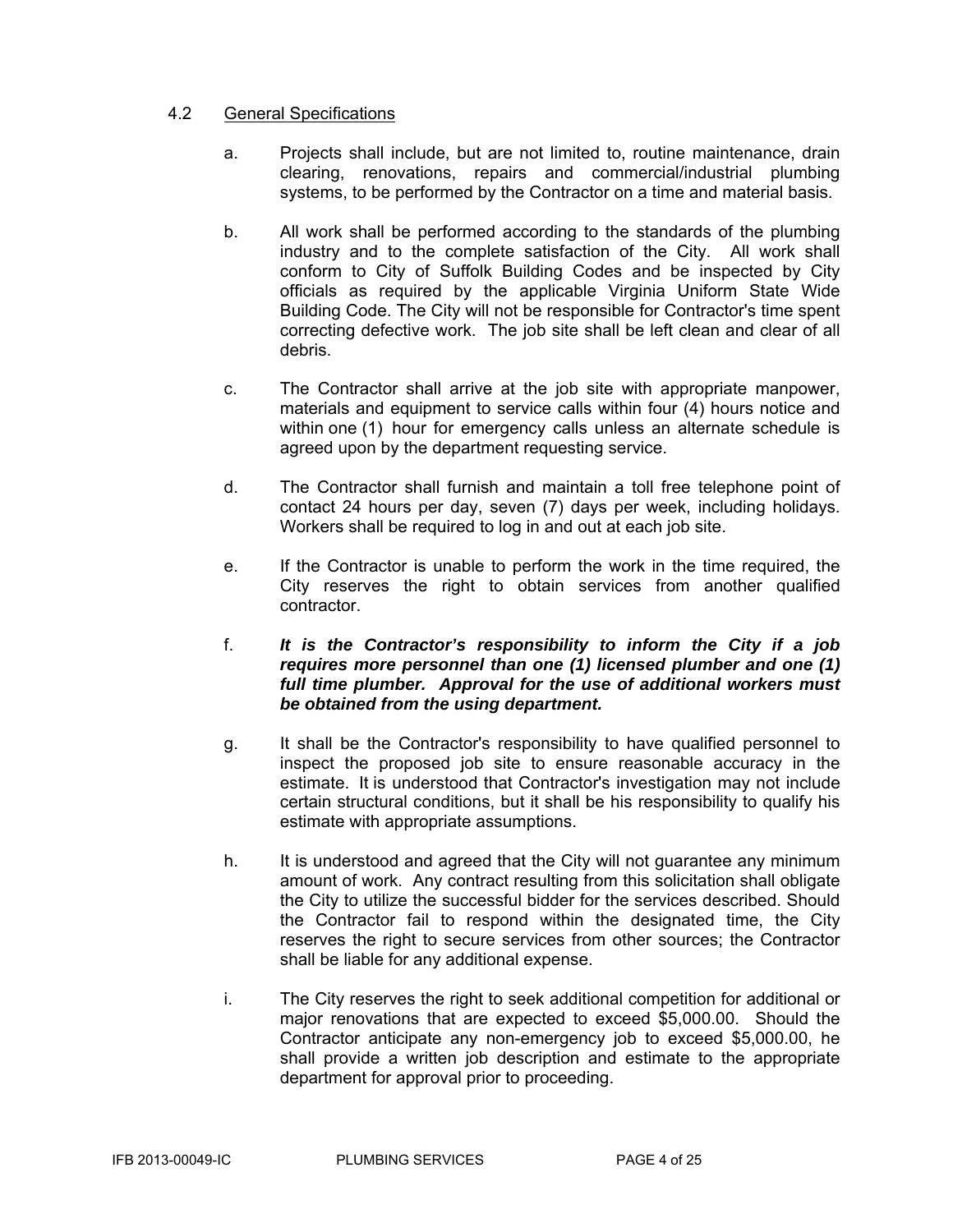## 4.2 General Specifications

a. Projects shall include, but are not limited to, routine maintenance, drain clearing, renovations, repairs and commercial/industrial plumbing systems, to be performed by the Contractor on a time and material basis.

b. All work shall be performed according to the standards of the plumbing industry and to the complete satisfaction of the City. All work shall conform to City of Suffolk Building Codes and be inspected by City officials as required by the applicable Virginia Uniform State Wide Building Code. The City will not be responsible for Contractor's time spent correcting defective work. The job site shall be left clean and clear of all debris.

c. The Contractor shall arrive at the job site with appropriate manpower, materials and equipment to service calls within four (4) hours notice and within one (1) hour for emergency calls unless an alternate schedule is agreed upon by the department requesting service.

d. The Contractor shall furnish and maintain a toll free telephone point of contact 24 hours per day, seven (7) days per week, including holidays. Workers shall be required to log in and out at each job site.

e. If the Contractor is unable to perform the work in the time required, the City reserves the right to obtain services from another qualified contractor.

f. ***It is the Contractor's responsibility to inform the City if a job requires more personnel than one (1) licensed plumber and one (1) full time plumber. Approval for the use of additional workers must be obtained from the using department.***

g. It shall be the Contractor's responsibility to have qualified personnel to inspect the proposed job site to ensure reasonable accuracy in the estimate. It is understood that Contractor's investigation may not include certain structural conditions, but it shall be his responsibility to qualify his estimate with appropriate assumptions.

h. It is understood and agreed that the City will not guarantee any minimum amount of work. Any contract resulting from this solicitation shall obligate the City to utilize the successful bidder for the services described. Should the Contractor fail to respond within the designated time, the City reserves the right to secure services from other sources; the Contractor shall be liable for any additional expense.

i. The City reserves the right to seek additional competition for additional or major renovations that are expected to exceed $5,000.00. Should the Contractor anticipate any non-emergency job to exceed $5,000.00, he shall provide a written job description and estimate to the appropriate department for approval prior to proceeding.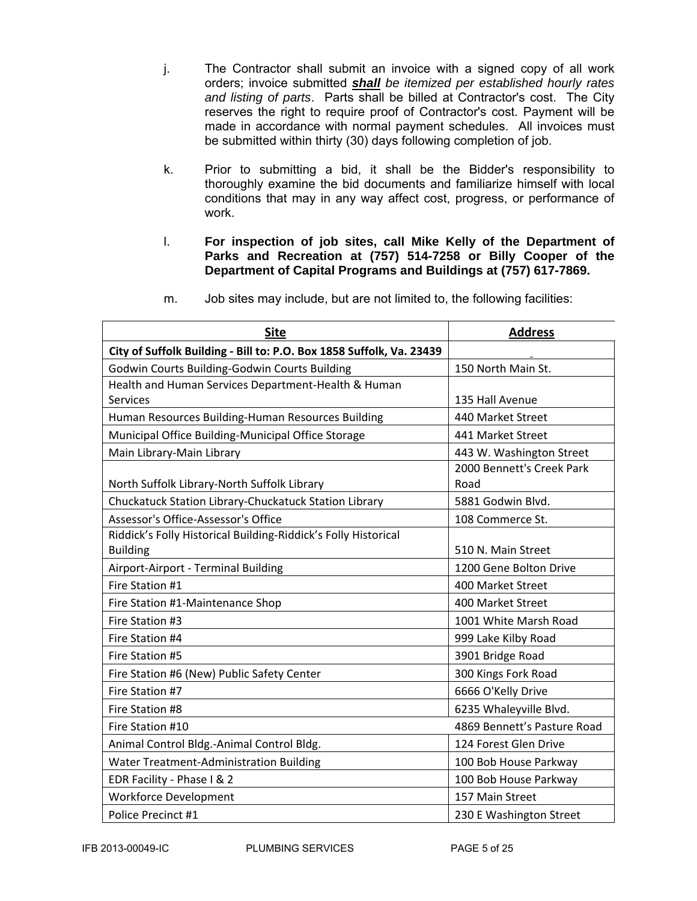j. The Contractor shall submit an invoice with a signed copy of all work orders; invoice submitted ***shall*** *be itemized per established hourly rates and listing of parts*. Parts shall be billed at Contractor's cost. The City reserves the right to require proof of Contractor's cost. Payment will be made in accordance with normal payment schedules. All invoices must be submitted within thirty (30) days following completion of job.

k. Prior to submitting a bid, it shall be the Bidder's responsibility to thoroughly examine the bid documents and familiarize himself with local conditions that may in any way affect cost, progress, or performance of work.

l. **For inspection of job sites, call Mike Kelly of the Department of Parks and Recreation at (757) 514-7258 or Billy Cooper of the Department of Capital Programs and Buildings at (757) 617-7869.**

m. Job sites may include, but are not limited to, the following facilities:

| Site | Address |
|---|---|
| **City of Suffolk Building - Bill to: P.O. Box 1858 Suffolk, Va. 23439** | |
| Godwin Courts Building-Godwin Courts Building | 150 North Main St. |
| Health and Human Services Department-Health & Human Services | 135 Hall Avenue |
| Human Resources Building-Human Resources Building | 440 Market Street |
| Municipal Office Building-Municipal Office Storage | 441 Market Street |
| Main Library-Main Library | 443 W. Washington Street |
| North Suffolk Library-North Suffolk Library | 2000 Bennett's Creek Park Road |
| Chuckatuck Station Library-Chuckatuck Station Library | 5881 Godwin Blvd. |
| Assessor's Office-Assessor's Office | 108 Commerce St. |
| Riddick's Folly Historical Building-Riddick's Folly Historical Building | 510 N. Main Street |
| Airport-Airport - Terminal Building | 1200 Gene Bolton Drive |
| Fire Station #1 | 400 Market Street |
| Fire Station #1-Maintenance Shop | 400 Market Street |
| Fire Station #3 | 1001 White Marsh Road |
| Fire Station #4 | 999 Lake Kilby Road |
| Fire Station #5 | 3901 Bridge Road |
| Fire Station #6 (New) Public Safety Center | 300 Kings Fork Road |
| Fire Station #7 | 6666 O'Kelly Drive |
| Fire Station #8 | 6235 Whaleyville Blvd. |
| Fire Station #10 | 4869 Bennett's Pasture Road |
| Animal Control Bldg.-Animal Control Bldg. | 124 Forest Glen Drive |
| Water Treatment-Administration Building | 100 Bob House Parkway |
| EDR Facility - Phase I & 2 | 100 Bob House Parkway |
| Workforce Development | 157 Main Street |
| Police Precinct #1 | 230 E Washington Street |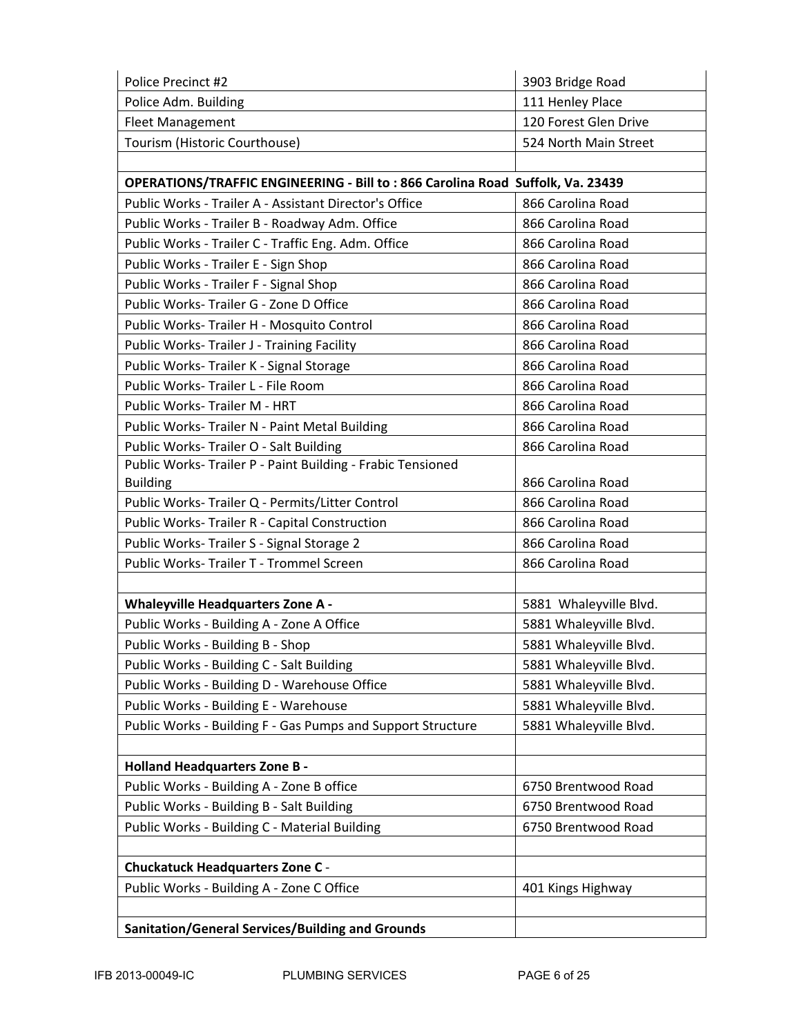| | |
|---|---|
| Police Precinct #2 | 3903 Bridge Road |
| Police Adm. Building | 111 Henley Place |
| Fleet Management | 120 Forest Glen Drive |
| Tourism (Historic Courthouse) | 524 North Main Street |
| | |
| **OPERATIONS/TRAFFIC ENGINEERING - Bill to : 866 Carolina Road Suffolk, Va. 23439** | |
| Public Works - Trailer A - Assistant Director's Office | 866 Carolina Road |
| Public Works - Trailer B - Roadway Adm. Office | 866 Carolina Road |
| Public Works - Trailer C - Traffic Eng. Adm. Office | 866 Carolina Road |
| Public Works - Trailer E - Sign Shop | 866 Carolina Road |
| Public Works - Trailer F - Signal Shop | 866 Carolina Road |
| Public Works- Trailer G - Zone D Office | 866 Carolina Road |
| Public Works- Trailer H - Mosquito Control | 866 Carolina Road |
| Public Works- Trailer J - Training Facility | 866 Carolina Road |
| Public Works- Trailer K - Signal Storage | 866 Carolina Road |
| Public Works- Trailer L - File Room | 866 Carolina Road |
| Public Works- Trailer M - HRT | 866 Carolina Road |
| Public Works- Trailer N - Paint Metal Building | 866 Carolina Road |
| Public Works- Trailer O - Salt Building | 866 Carolina Road |
| Public Works- Trailer P - Paint Building - Frabic Tensioned Building | 866 Carolina Road |
| Public Works- Trailer Q - Permits/Litter Control | 866 Carolina Road |
| Public Works- Trailer R - Capital Construction | 866 Carolina Road |
| Public Works- Trailer S - Signal Storage 2 | 866 Carolina Road |
| Public Works- Trailer T - Trommel Screen | 866 Carolina Road |
| | |
| **Whaleyville Headquarters Zone A -** | 5881 Whaleyville Blvd. |
| Public Works - Building A - Zone A Office | 5881 Whaleyville Blvd. |
| Public Works - Building B - Shop | 5881 Whaleyville Blvd. |
| Public Works - Building C - Salt Building | 5881 Whaleyville Blvd. |
| Public Works - Building D - Warehouse Office | 5881 Whaleyville Blvd. |
| Public Works - Building E - Warehouse | 5881 Whaleyville Blvd. |
| Public Works - Building F - Gas Pumps and Support Structure | 5881 Whaleyville Blvd. |
| | |
| **Holland Headquarters Zone B -** | |
| Public Works - Building A - Zone B office | 6750 Brentwood Road |
| Public Works - Building B - Salt Building | 6750 Brentwood Road |
| Public Works - Building C - Material Building | 6750 Brentwood Road |
| | |
| **Chuckatuck Headquarters Zone C** - | |
| Public Works - Building A - Zone C Office | 401 Kings Highway |
| | |
| **Sanitation/General Services/Building and Grounds** | |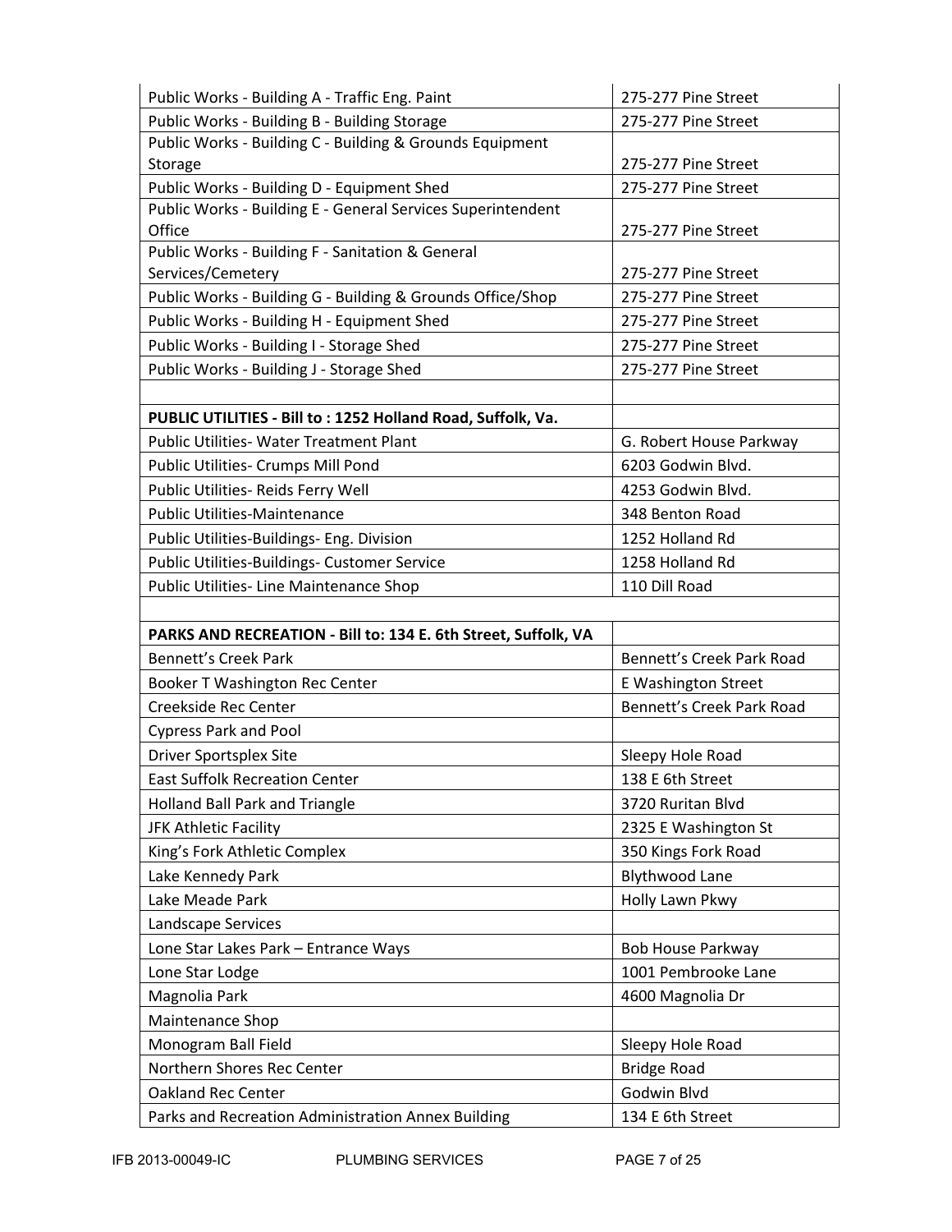| Public Works - Building A - Traffic Eng. Paint | 275-277 Pine Street |
|---|---|
| Public Works - Building B - Building Storage | 275-277 Pine Street |
| Public Works - Building C - Building & Grounds Equipment Storage | 275-277 Pine Street |
| Public Works - Building D - Equipment Shed | 275-277 Pine Street |
| Public Works - Building E - General Services Superintendent Office | 275-277 Pine Street |
| Public Works - Building F - Sanitation & General Services/Cemetery | 275-277 Pine Street |
| Public Works - Building G - Building & Grounds Office/Shop | 275-277 Pine Street |
| Public Works - Building H - Equipment Shed | 275-277 Pine Street |
| Public Works - Building I - Storage Shed | 275-277 Pine Street |
| Public Works - Building J - Storage Shed | 275-277 Pine Street |
| | |
| **PUBLIC UTILITIES - Bill to : 1252 Holland Road, Suffolk, Va.** | |
| Public Utilities- Water Treatment Plant | G. Robert House Parkway |
| Public Utilities- Crumps Mill Pond | 6203 Godwin Blvd. |
| Public Utilities- Reids Ferry Well | 4253 Godwin Blvd. |
| Public Utilities-Maintenance | 348 Benton Road |
| Public Utilities-Buildings- Eng. Division | 1252 Holland Rd |
| Public Utilities-Buildings- Customer Service | 1258 Holland Rd |
| Public Utilities- Line Maintenance Shop | 110 Dill Road |
| | |
| **PARKS AND RECREATION - Bill to: 134 E. 6th Street, Suffolk, VA** | |
| Bennett's Creek Park | Bennett's Creek Park Road |
| Booker T Washington Rec Center | E Washington Street |
| Creekside Rec Center | Bennett's Creek Park Road |
| Cypress Park and Pool | |
| Driver Sportsplex Site | Sleepy Hole Road |
| East Suffolk Recreation Center | 138 E 6th Street |
| Holland Ball Park and Triangle | 3720 Ruritan Blvd |
| JFK Athletic Facility | 2325 E Washington St |
| King's Fork Athletic Complex | 350 Kings Fork Road |
| Lake Kennedy Park | Blythwood Lane |
| Lake Meade Park | Holly Lawn Pkwy |
| Landscape Services | |
| Lone Star Lakes Park – Entrance Ways | Bob House Parkway |
| Lone Star Lodge | 1001 Pembrooke Lane |
| Magnolia Park | 4600 Magnolia Dr |
| Maintenance Shop | |
| Monogram Ball Field | Sleepy Hole Road |
| Northern Shores Rec Center | Bridge Road |
| Oakland Rec Center | Godwin Blvd |
| Parks and Recreation Administration Annex Building | 134 E 6th Street |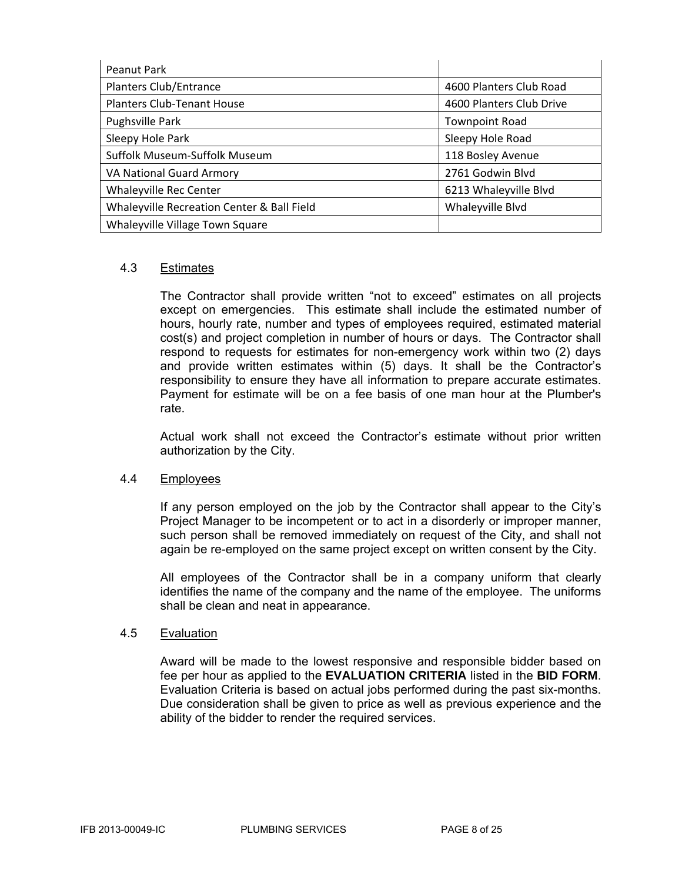| | |
|---|---|
| Peanut Park | |
| Planters Club/Entrance | 4600 Planters Club Road |
| Planters Club-Tenant House | 4600 Planters Club Drive |
| Pughsville Park | Townpoint Road |
| Sleepy Hole Park | Sleepy Hole Road |
| Suffolk Museum-Suffolk Museum | 118 Bosley Avenue |
| VA National Guard Armory | 2761 Godwin Blvd |
| Whaleyville Rec Center | 6213 Whaleyville Blvd |
| Whaleyville Recreation Center & Ball Field | Whaleyville Blvd |
| Whaleyville Village Town Square | |

### 4.3 Estimates

The Contractor shall provide written "not to exceed" estimates on all projects except on emergencies. This estimate shall include the estimated number of hours, hourly rate, number and types of employees required, estimated material cost(s) and project completion in number of hours or days. The Contractor shall respond to requests for estimates for non-emergency work within two (2) days and provide written estimates within (5) days. It shall be the Contractor's responsibility to ensure they have all information to prepare accurate estimates. Payment for estimate will be on a fee basis of one man hour at the Plumber's rate.

Actual work shall not exceed the Contractor's estimate without prior written authorization by the City.

### 4.4 Employees

If any person employed on the job by the Contractor shall appear to the City's Project Manager to be incompetent or to act in a disorderly or improper manner, such person shall be removed immediately on request of the City, and shall not again be re-employed on the same project except on written consent by the City.

All employees of the Contractor shall be in a company uniform that clearly identifies the name of the company and the name of the employee. The uniforms shall be clean and neat in appearance.

### 4.5 Evaluation

Award will be made to the lowest responsive and responsible bidder based on fee per hour as applied to the **EVALUATION CRITERIA** listed in the **BID FORM**. Evaluation Criteria is based on actual jobs performed during the past six-months. Due consideration shall be given to price as well as previous experience and the ability of the bidder to render the required services.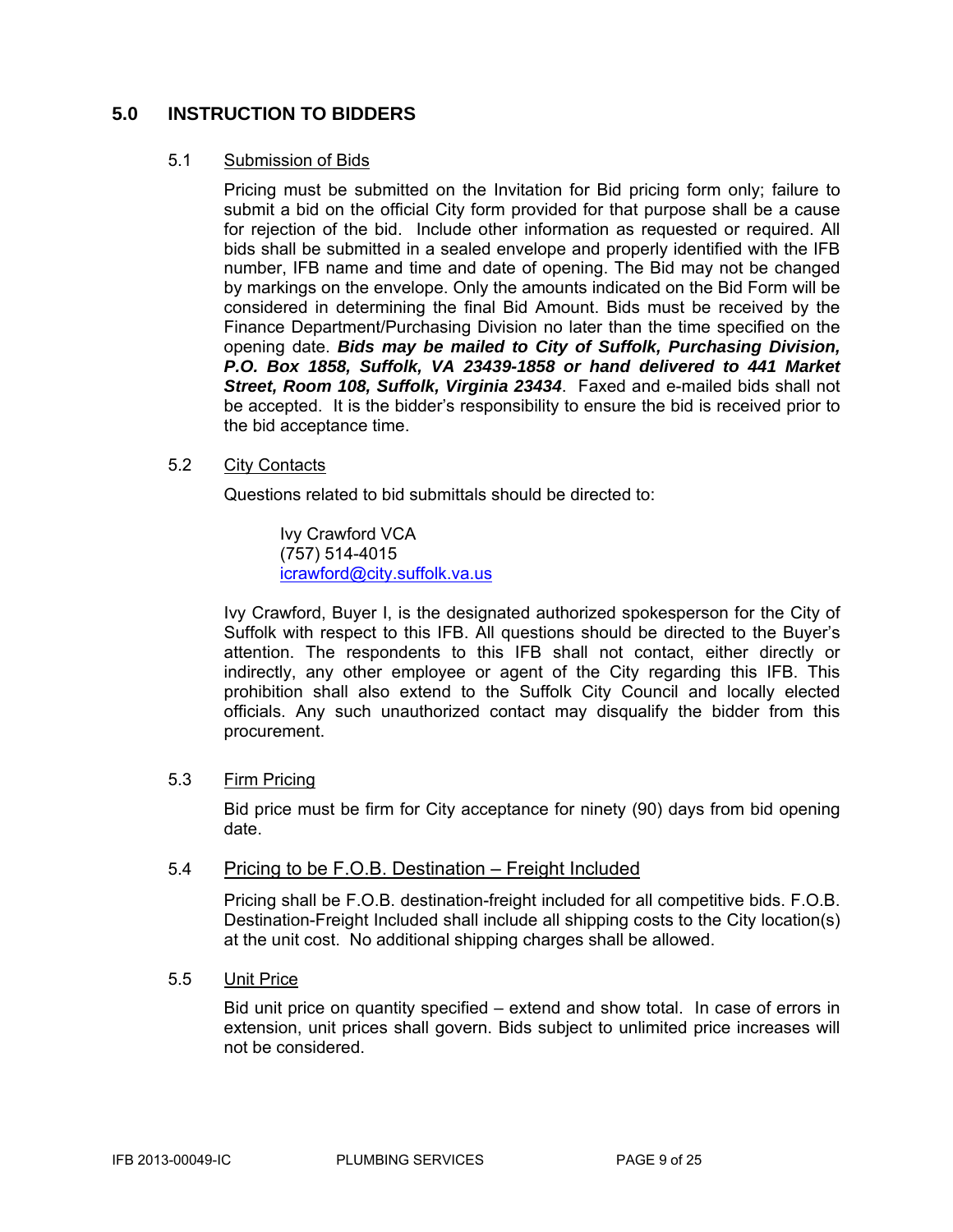## 5.0 INSTRUCTION TO BIDDERS

### 5.1 Submission of Bids

Pricing must be submitted on the Invitation for Bid pricing form only; failure to submit a bid on the official City form provided for that purpose shall be a cause for rejection of the bid. Include other information as requested or required. All bids shall be submitted in a sealed envelope and properly identified with the IFB number, IFB name and time and date of opening. The Bid may not be changed by markings on the envelope. Only the amounts indicated on the Bid Form will be considered in determining the final Bid Amount. Bids must be received by the Finance Department/Purchasing Division no later than the time specified on the opening date. ***Bids may be mailed to City of Suffolk, Purchasing Division, P.O. Box 1858, Suffolk, VA 23439-1858 or hand delivered to 441 Market Street, Room 108, Suffolk, Virginia 23434***. Faxed and e-mailed bids shall not be accepted. It is the bidder's responsibility to ensure the bid is received prior to the bid acceptance time.

### 5.2 City Contacts

Questions related to bid submittals should be directed to:

Ivy Crawford VCA
(757) 514-4015
icrawford@city.suffolk.va.us

Ivy Crawford, Buyer I, is the designated authorized spokesperson for the City of Suffolk with respect to this IFB. All questions should be directed to the Buyer's attention. The respondents to this IFB shall not contact, either directly or indirectly, any other employee or agent of the City regarding this IFB. This prohibition shall also extend to the Suffolk City Council and locally elected officials. Any such unauthorized contact may disqualify the bidder from this procurement.

### 5.3 Firm Pricing

Bid price must be firm for City acceptance for ninety (90) days from bid opening date.

### 5.4 Pricing to be F.O.B. Destination – Freight Included

Pricing shall be F.O.B. destination-freight included for all competitive bids. F.O.B. Destination-Freight Included shall include all shipping costs to the City location(s) at the unit cost. No additional shipping charges shall be allowed.

### 5.5 Unit Price

Bid unit price on quantity specified – extend and show total. In case of errors in extension, unit prices shall govern. Bids subject to unlimited price increases will not be considered.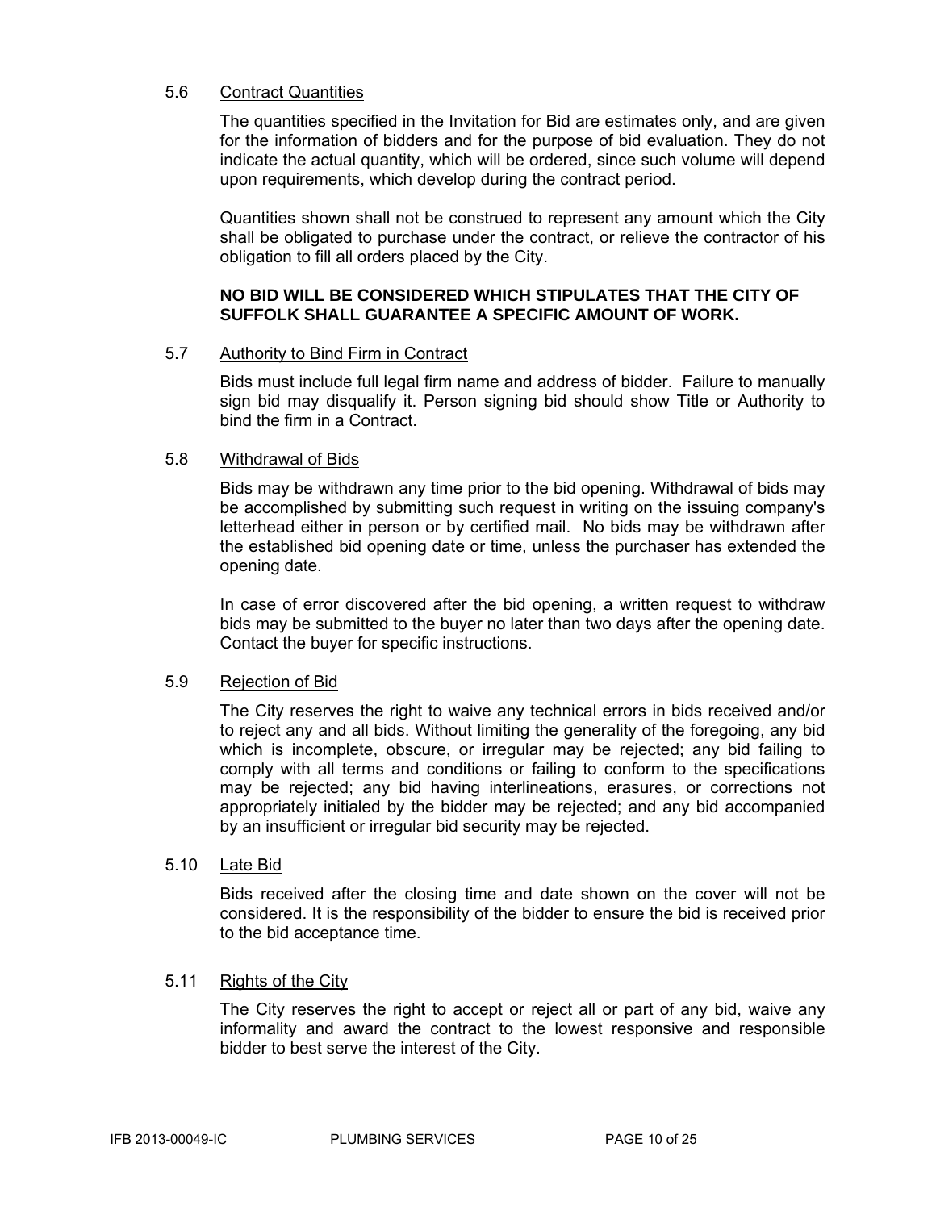### 5.6 Contract Quantities

The quantities specified in the Invitation for Bid are estimates only, and are given for the information of bidders and for the purpose of bid evaluation. They do not indicate the actual quantity, which will be ordered, since such volume will depend upon requirements, which develop during the contract period.

Quantities shown shall not be construed to represent any amount which the City shall be obligated to purchase under the contract, or relieve the contractor of his obligation to fill all orders placed by the City.

**NO BID WILL BE CONSIDERED WHICH STIPULATES THAT THE CITY OF SUFFOLK SHALL GUARANTEE A SPECIFIC AMOUNT OF WORK.**

### 5.7 Authority to Bind Firm in Contract

Bids must include full legal firm name and address of bidder. Failure to manually sign bid may disqualify it. Person signing bid should show Title or Authority to bind the firm in a Contract.

### 5.8 Withdrawal of Bids

Bids may be withdrawn any time prior to the bid opening. Withdrawal of bids may be accomplished by submitting such request in writing on the issuing company's letterhead either in person or by certified mail. No bids may be withdrawn after the established bid opening date or time, unless the purchaser has extended the opening date.

In case of error discovered after the bid opening, a written request to withdraw bids may be submitted to the buyer no later than two days after the opening date. Contact the buyer for specific instructions.

### 5.9 Rejection of Bid

The City reserves the right to waive any technical errors in bids received and/or to reject any and all bids. Without limiting the generality of the foregoing, any bid which is incomplete, obscure, or irregular may be rejected; any bid failing to comply with all terms and conditions or failing to conform to the specifications may be rejected; any bid having interlineations, erasures, or corrections not appropriately initialed by the bidder may be rejected; and any bid accompanied by an insufficient or irregular bid security may be rejected.

### 5.10 Late Bid

Bids received after the closing time and date shown on the cover will not be considered. It is the responsibility of the bidder to ensure the bid is received prior to the bid acceptance time.

### 5.11 Rights of the City

The City reserves the right to accept or reject all or part of any bid, waive any informality and award the contract to the lowest responsive and responsible bidder to best serve the interest of the City.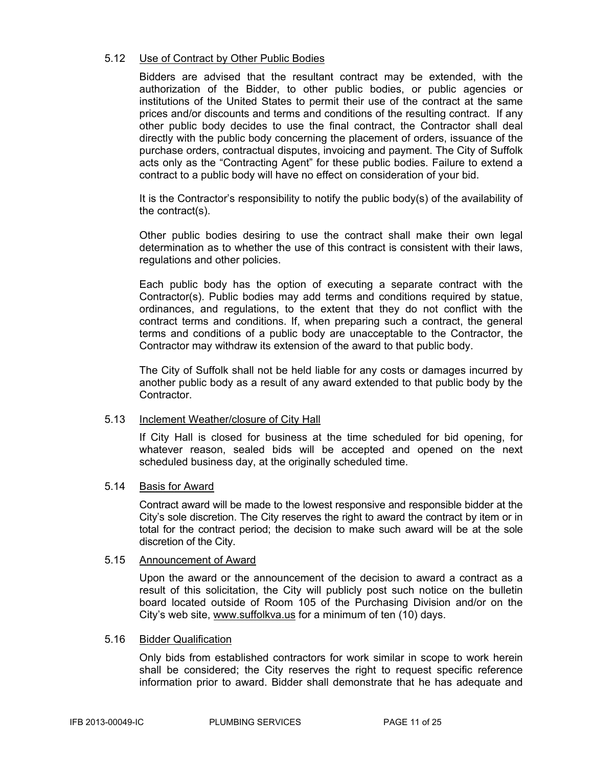### 5.12 Use of Contract by Other Public Bodies

Bidders are advised that the resultant contract may be extended, with the authorization of the Bidder, to other public bodies, or public agencies or institutions of the United States to permit their use of the contract at the same prices and/or discounts and terms and conditions of the resulting contract. If any other public body decides to use the final contract, the Contractor shall deal directly with the public body concerning the placement of orders, issuance of the purchase orders, contractual disputes, invoicing and payment. The City of Suffolk acts only as the "Contracting Agent" for these public bodies. Failure to extend a contract to a public body will have no effect on consideration of your bid.

It is the Contractor's responsibility to notify the public body(s) of the availability of the contract(s).

Other public bodies desiring to use the contract shall make their own legal determination as to whether the use of this contract is consistent with their laws, regulations and other policies.

Each public body has the option of executing a separate contract with the Contractor(s). Public bodies may add terms and conditions required by statue, ordinances, and regulations, to the extent that they do not conflict with the contract terms and conditions. If, when preparing such a contract, the general terms and conditions of a public body are unacceptable to the Contractor, the Contractor may withdraw its extension of the award to that public body.

The City of Suffolk shall not be held liable for any costs or damages incurred by another public body as a result of any award extended to that public body by the Contractor.

### 5.13 Inclement Weather/closure of City Hall

If City Hall is closed for business at the time scheduled for bid opening, for whatever reason, sealed bids will be accepted and opened on the next scheduled business day, at the originally scheduled time.

### 5.14 Basis for Award

Contract award will be made to the lowest responsive and responsible bidder at the City's sole discretion. The City reserves the right to award the contract by item or in total for the contract period; the decision to make such award will be at the sole discretion of the City.

### 5.15 Announcement of Award

Upon the award or the announcement of the decision to award a contract as a result of this solicitation, the City will publicly post such notice on the bulletin board located outside of Room 105 of the Purchasing Division and/or on the City's web site, www.suffolkva.us for a minimum of ten (10) days.

### 5.16 Bidder Qualification

Only bids from established contractors for work similar in scope to work herein shall be considered; the City reserves the right to request specific reference information prior to award. Bidder shall demonstrate that he has adequate and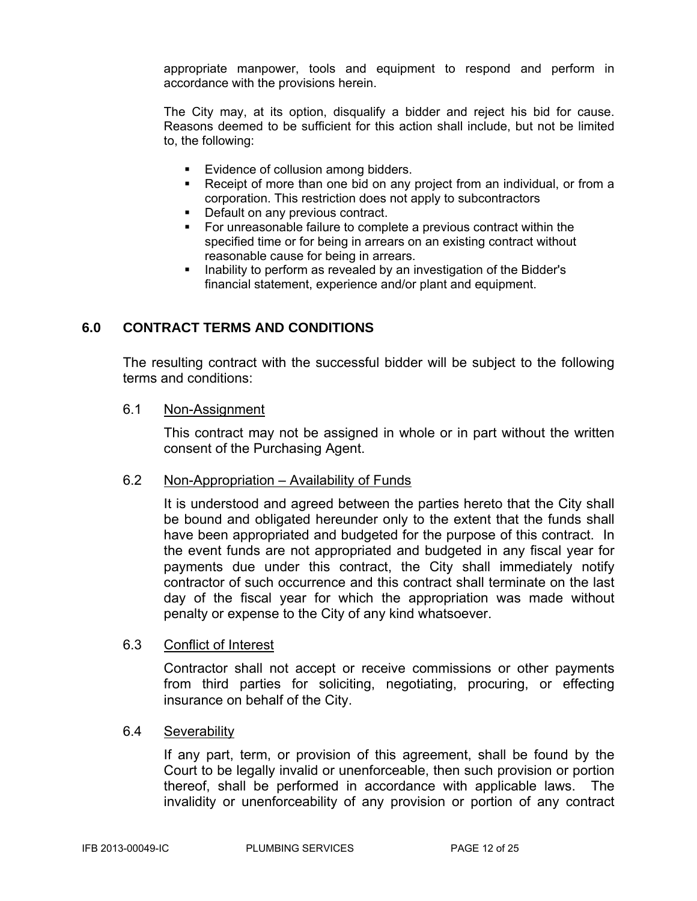appropriate manpower, tools and equipment to respond and perform in accordance with the provisions herein.

The City may, at its option, disqualify a bidder and reject his bid for cause. Reasons deemed to be sufficient for this action shall include, but not be limited to, the following:

- Evidence of collusion among bidders.
- Receipt of more than one bid on any project from an individual, or from a corporation. This restriction does not apply to subcontractors
- Default on any previous contract.
- For unreasonable failure to complete a previous contract within the specified time or for being in arrears on an existing contract without reasonable cause for being in arrears.
- Inability to perform as revealed by an investigation of the Bidder's financial statement, experience and/or plant and equipment.

## 6.0 CONTRACT TERMS AND CONDITIONS

The resulting contract with the successful bidder will be subject to the following terms and conditions:

### 6.1 Non-Assignment

This contract may not be assigned in whole or in part without the written consent of the Purchasing Agent.

### 6.2 Non-Appropriation – Availability of Funds

It is understood and agreed between the parties hereto that the City shall be bound and obligated hereunder only to the extent that the funds shall have been appropriated and budgeted for the purpose of this contract. In the event funds are not appropriated and budgeted in any fiscal year for payments due under this contract, the City shall immediately notify contractor of such occurrence and this contract shall terminate on the last day of the fiscal year for which the appropriation was made without penalty or expense to the City of any kind whatsoever.

### 6.3 Conflict of Interest

Contractor shall not accept or receive commissions or other payments from third parties for soliciting, negotiating, procuring, or effecting insurance on behalf of the City.

### 6.4 Severability

If any part, term, or provision of this agreement, shall be found by the Court to be legally invalid or unenforceable, then such provision or portion thereof, shall be performed in accordance with applicable laws. The invalidity or unenforceability of any provision or portion of any contract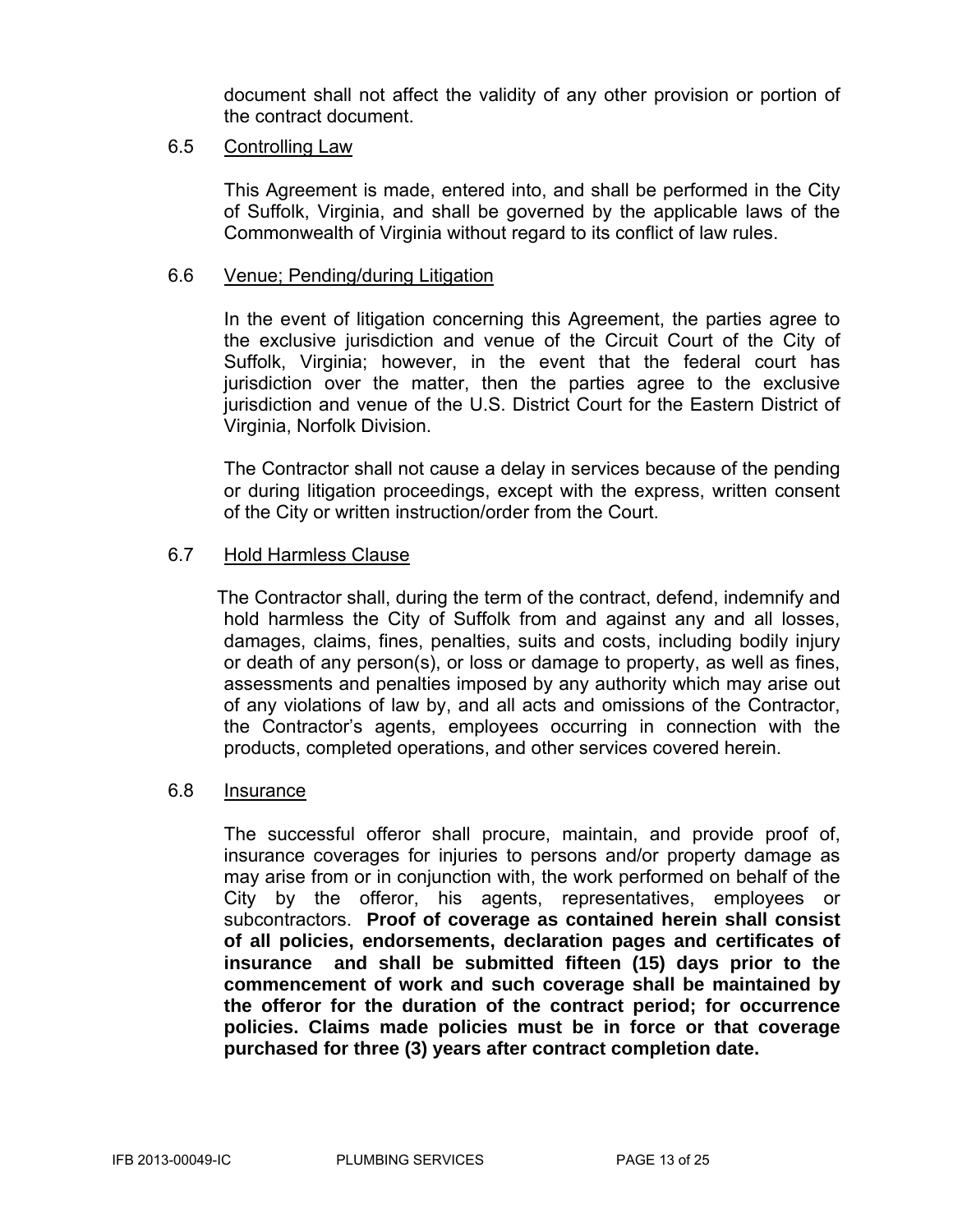document shall not affect the validity of any other provision or portion of the contract document.

6.5 Controlling Law

This Agreement is made, entered into, and shall be performed in the City of Suffolk, Virginia, and shall be governed by the applicable laws of the Commonwealth of Virginia without regard to its conflict of law rules.

6.6 Venue; Pending/during Litigation

In the event of litigation concerning this Agreement, the parties agree to the exclusive jurisdiction and venue of the Circuit Court of the City of Suffolk, Virginia; however, in the event that the federal court has jurisdiction over the matter, then the parties agree to the exclusive jurisdiction and venue of the U.S. District Court for the Eastern District of Virginia, Norfolk Division.

The Contractor shall not cause a delay in services because of the pending or during litigation proceedings, except with the express, written consent of the City or written instruction/order from the Court.

6.7 Hold Harmless Clause

The Contractor shall, during the term of the contract, defend, indemnify and hold harmless the City of Suffolk from and against any and all losses, damages, claims, fines, penalties, suits and costs, including bodily injury or death of any person(s), or loss or damage to property, as well as fines, assessments and penalties imposed by any authority which may arise out of any violations of law by, and all acts and omissions of the Contractor, the Contractor's agents, employees occurring in connection with the products, completed operations, and other services covered herein.

6.8 Insurance

The successful offeror shall procure, maintain, and provide proof of, insurance coverages for injuries to persons and/or property damage as may arise from or in conjunction with, the work performed on behalf of the City by the offeror, his agents, representatives, employees or subcontractors. **Proof of coverage as contained herein shall consist of all policies, endorsements, declaration pages and certificates of insurance and shall be submitted fifteen (15) days prior to the commencement of work and such coverage shall be maintained by the offeror for the duration of the contract period; for occurrence policies. Claims made policies must be in force or that coverage purchased for three (3) years after contract completion date.**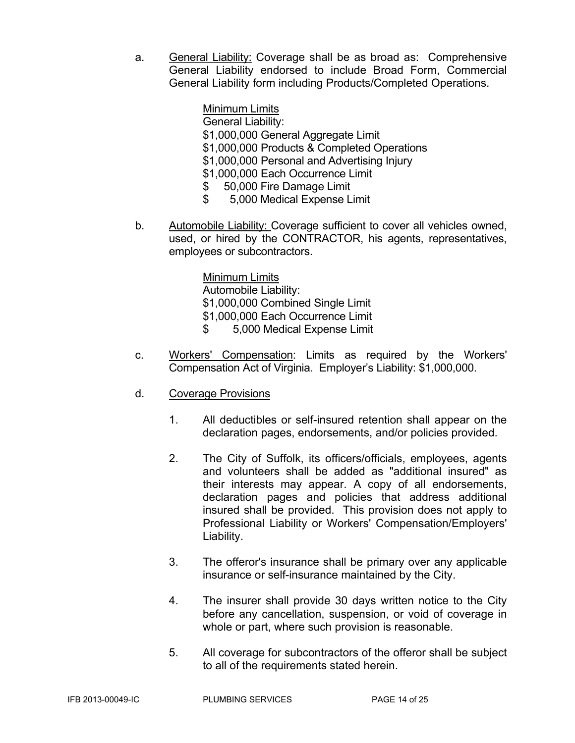a. General Liability: Coverage shall be as broad as: Comprehensive General Liability endorsed to include Broad Form, Commercial General Liability form including Products/Completed Operations.

   Minimum Limits
   General Liability:
   $1,000,000 General Aggregate Limit
   $1,000,000 Products & Completed Operations
   $1,000,000 Personal and Advertising Injury
   $1,000,000 Each Occurrence Limit
   $ 50,000 Fire Damage Limit
   $ 5,000 Medical Expense Limit

b. Automobile Liability: Coverage sufficient to cover all vehicles owned, used, or hired by the CONTRACTOR, his agents, representatives, employees or subcontractors.

   Minimum Limits
   Automobile Liability:
   $1,000,000 Combined Single Limit
   $1,000,000 Each Occurrence Limit
   $ 5,000 Medical Expense Limit

c. Workers' Compensation: Limits as required by the Workers' Compensation Act of Virginia. Employer's Liability: $1,000,000.

d. Coverage Provisions

   1. All deductibles or self-insured retention shall appear on the declaration pages, endorsements, and/or policies provided.

   2. The City of Suffolk, its officers/officials, employees, agents and volunteers shall be added as "additional insured" as their interests may appear. A copy of all endorsements, declaration pages and policies that address additional insured shall be provided. This provision does not apply to Professional Liability or Workers' Compensation/Employers' Liability.

   3. The offeror's insurance shall be primary over any applicable insurance or self-insurance maintained by the City.

   4. The insurer shall provide 30 days written notice to the City before any cancellation, suspension, or void of coverage in whole or part, where such provision is reasonable.

   5. All coverage for subcontractors of the offeror shall be subject to all of the requirements stated herein.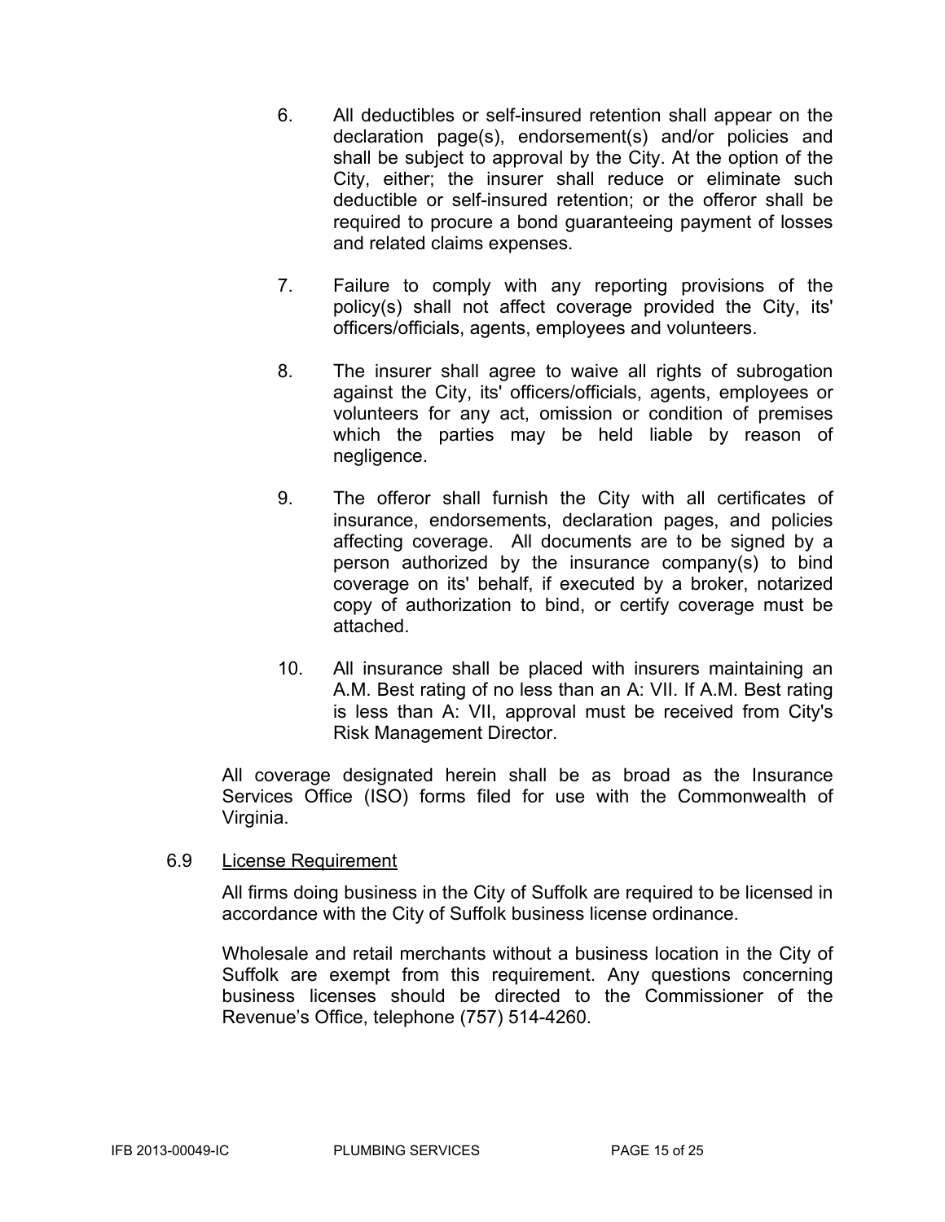6. All deductibles or self-insured retention shall appear on the declaration page(s), endorsement(s) and/or policies and shall be subject to approval by the City. At the option of the City, either; the insurer shall reduce or eliminate such deductible or self-insured retention; or the offeror shall be required to procure a bond guaranteeing payment of losses and related claims expenses.

7. Failure to comply with any reporting provisions of the policy(s) shall not affect coverage provided the City, its' officers/officials, agents, employees and volunteers.

8. The insurer shall agree to waive all rights of subrogation against the City, its' officers/officials, agents, employees or volunteers for any act, omission or condition of premises which the parties may be held liable by reason of negligence.

9. The offeror shall furnish the City with all certificates of insurance, endorsements, declaration pages, and policies affecting coverage. All documents are to be signed by a person authorized by the insurance company(s) to bind coverage on its' behalf, if executed by a broker, notarized copy of authorization to bind, or certify coverage must be attached.

10. All insurance shall be placed with insurers maintaining an A.M. Best rating of no less than an A: VII. If A.M. Best rating is less than A: VII, approval must be received from City's Risk Management Director.

All coverage designated herein shall be as broad as the Insurance Services Office (ISO) forms filed for use with the Commonwealth of Virginia.

6.9 License Requirement

All firms doing business in the City of Suffolk are required to be licensed in accordance with the City of Suffolk business license ordinance.

Wholesale and retail merchants without a business location in the City of Suffolk are exempt from this requirement. Any questions concerning business licenses should be directed to the Commissioner of the Revenue's Office, telephone (757) 514-4260.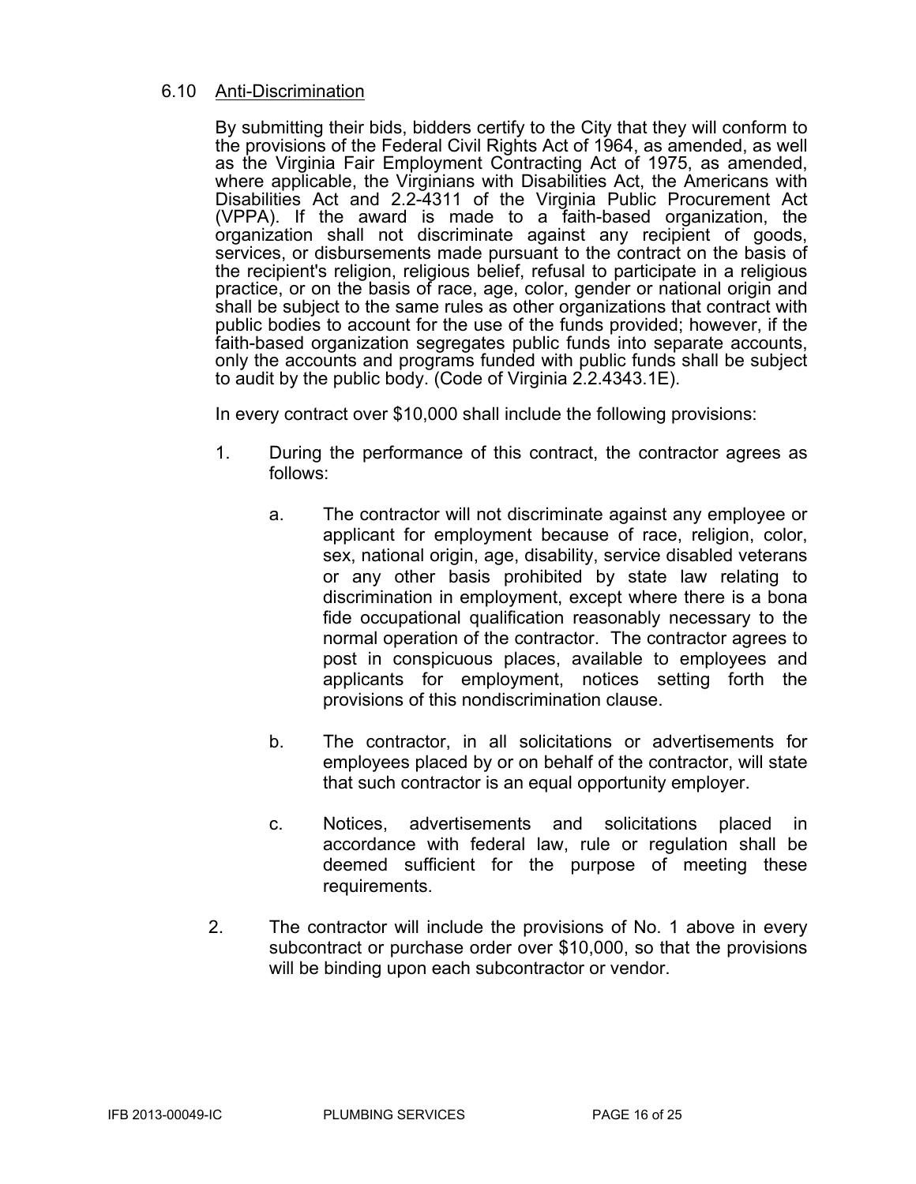### 6.10 Anti-Discrimination

By submitting their bids, bidders certify to the City that they will conform to the provisions of the Federal Civil Rights Act of 1964, as amended, as well as the Virginia Fair Employment Contracting Act of 1975, as amended, where applicable, the Virginians with Disabilities Act, the Americans with Disabilities Act and 2.2-4311 of the Virginia Public Procurement Act (VPPA). If the award is made to a faith-based organization, the organization shall not discriminate against any recipient of goods, services, or disbursements made pursuant to the contract on the basis of the recipient's religion, religious belief, refusal to participate in a religious practice, or on the basis of race, age, color, gender or national origin and shall be subject to the same rules as other organizations that contract with public bodies to account for the use of the funds provided; however, if the faith-based organization segregates public funds into separate accounts, only the accounts and programs funded with public funds shall be subject to audit by the public body. (Code of Virginia 2.2.4343.1E).

In every contract over $10,000 shall include the following provisions:

1. During the performance of this contract, the contractor agrees as follows:

   a. The contractor will not discriminate against any employee or applicant for employment because of race, religion, color, sex, national origin, age, disability, service disabled veterans or any other basis prohibited by state law relating to discrimination in employment, except where there is a bona fide occupational qualification reasonably necessary to the normal operation of the contractor. The contractor agrees to post in conspicuous places, available to employees and applicants for employment, notices setting forth the provisions of this nondiscrimination clause.

   b. The contractor, in all solicitations or advertisements for employees placed by or on behalf of the contractor, will state that such contractor is an equal opportunity employer.

   c. Notices, advertisements and solicitations placed in accordance with federal law, rule or regulation shall be deemed sufficient for the purpose of meeting these requirements.

2. The contractor will include the provisions of No. 1 above in every subcontract or purchase order over $10,000, so that the provisions will be binding upon each subcontractor or vendor.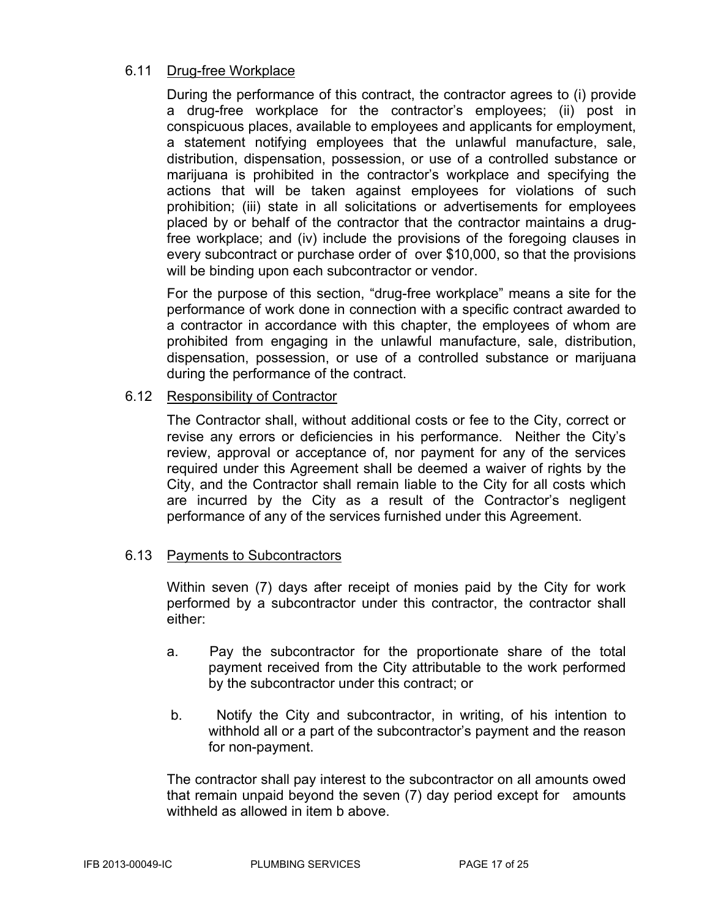### 6.11 Drug-free Workplace

During the performance of this contract, the contractor agrees to (i) provide a drug-free workplace for the contractor's employees; (ii) post in conspicuous places, available to employees and applicants for employment, a statement notifying employees that the unlawful manufacture, sale, distribution, dispensation, possession, or use of a controlled substance or marijuana is prohibited in the contractor's workplace and specifying the actions that will be taken against employees for violations of such prohibition; (iii) state in all solicitations or advertisements for employees placed by or behalf of the contractor that the contractor maintains a drug-free workplace; and (iv) include the provisions of the foregoing clauses in every subcontract or purchase order of over $10,000, so that the provisions will be binding upon each subcontractor or vendor.

For the purpose of this section, "drug-free workplace" means a site for the performance of work done in connection with a specific contract awarded to a contractor in accordance with this chapter, the employees of whom are prohibited from engaging in the unlawful manufacture, sale, distribution, dispensation, possession, or use of a controlled substance or marijuana during the performance of the contract.

### 6.12 Responsibility of Contractor

The Contractor shall, without additional costs or fee to the City, correct or revise any errors or deficiencies in his performance. Neither the City's review, approval or acceptance of, nor payment for any of the services required under this Agreement shall be deemed a waiver of rights by the City, and the Contractor shall remain liable to the City for all costs which are incurred by the City as a result of the Contractor's negligent performance of any of the services furnished under this Agreement.

### 6.13 Payments to Subcontractors

Within seven (7) days after receipt of monies paid by the City for work performed by a subcontractor under this contractor, the contractor shall either:

a. Pay the subcontractor for the proportionate share of the total payment received from the City attributable to the work performed by the subcontractor under this contract; or

b. Notify the City and subcontractor, in writing, of his intention to withhold all or a part of the subcontractor's payment and the reason for non-payment.

The contractor shall pay interest to the subcontractor on all amounts owed that remain unpaid beyond the seven (7) day period except for amounts withheld as allowed in item b above.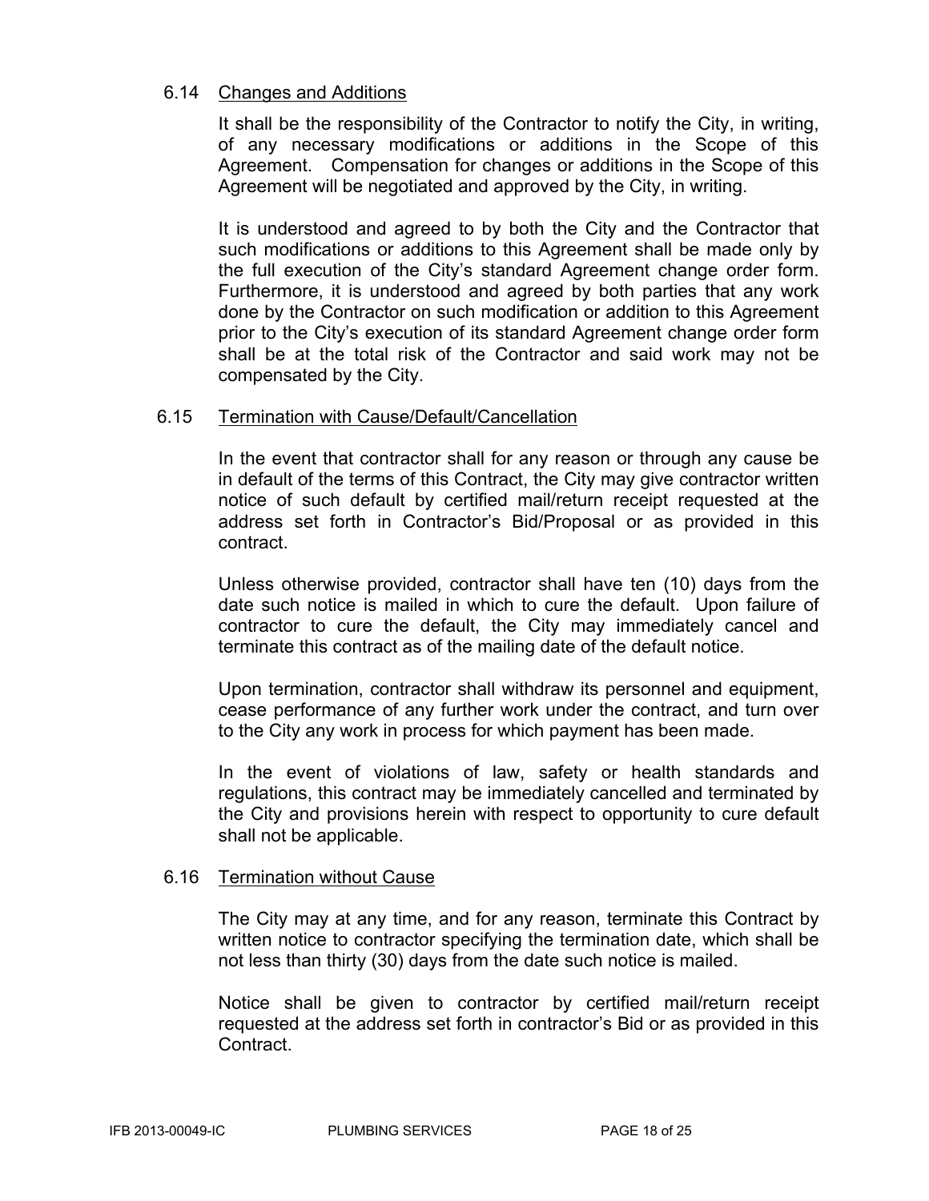### 6.14 Changes and Additions

It shall be the responsibility of the Contractor to notify the City, in writing, of any necessary modifications or additions in the Scope of this Agreement. Compensation for changes or additions in the Scope of this Agreement will be negotiated and approved by the City, in writing.

It is understood and agreed to by both the City and the Contractor that such modifications or additions to this Agreement shall be made only by the full execution of the City's standard Agreement change order form. Furthermore, it is understood and agreed by both parties that any work done by the Contractor on such modification or addition to this Agreement prior to the City's execution of its standard Agreement change order form shall be at the total risk of the Contractor and said work may not be compensated by the City.

### 6.15 Termination with Cause/Default/Cancellation

In the event that contractor shall for any reason or through any cause be in default of the terms of this Contract, the City may give contractor written notice of such default by certified mail/return receipt requested at the address set forth in Contractor's Bid/Proposal or as provided in this contract.

Unless otherwise provided, contractor shall have ten (10) days from the date such notice is mailed in which to cure the default. Upon failure of contractor to cure the default, the City may immediately cancel and terminate this contract as of the mailing date of the default notice.

Upon termination, contractor shall withdraw its personnel and equipment, cease performance of any further work under the contract, and turn over to the City any work in process for which payment has been made.

In the event of violations of law, safety or health standards and regulations, this contract may be immediately cancelled and terminated by the City and provisions herein with respect to opportunity to cure default shall not be applicable.

### 6.16 Termination without Cause

The City may at any time, and for any reason, terminate this Contract by written notice to contractor specifying the termination date, which shall be not less than thirty (30) days from the date such notice is mailed.

Notice shall be given to contractor by certified mail/return receipt requested at the address set forth in contractor's Bid or as provided in this Contract.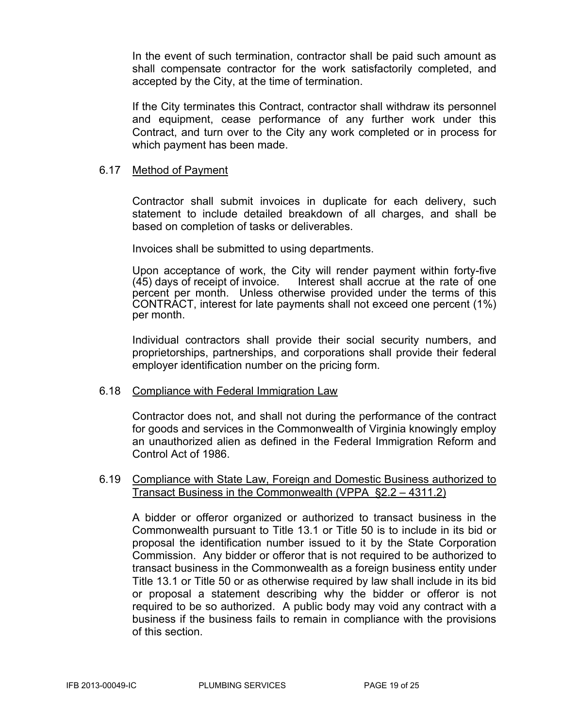In the event of such termination, contractor shall be paid such amount as shall compensate contractor for the work satisfactorily completed, and accepted by the City, at the time of termination.

If the City terminates this Contract, contractor shall withdraw its personnel and equipment, cease performance of any further work under this Contract, and turn over to the City any work completed or in process for which payment has been made.

### 6.17 Method of Payment

Contractor shall submit invoices in duplicate for each delivery, such statement to include detailed breakdown of all charges, and shall be based on completion of tasks or deliverables.

Invoices shall be submitted to using departments.

Upon acceptance of work, the City will render payment within forty-five (45) days of receipt of invoice. Interest shall accrue at the rate of one percent per month. Unless otherwise provided under the terms of this CONTRACT, interest for late payments shall not exceed one percent (1%) per month.

Individual contractors shall provide their social security numbers, and proprietorships, partnerships, and corporations shall provide their federal employer identification number on the pricing form.

### 6.18 Compliance with Federal Immigration Law

Contractor does not, and shall not during the performance of the contract for goods and services in the Commonwealth of Virginia knowingly employ an unauthorized alien as defined in the Federal Immigration Reform and Control Act of 1986.

### 6.19 Compliance with State Law, Foreign and Domestic Business authorized to Transact Business in the Commonwealth (VPPA §2.2 – 4311.2)

A bidder or offeror organized or authorized to transact business in the Commonwealth pursuant to Title 13.1 or Title 50 is to include in its bid or proposal the identification number issued to it by the State Corporation Commission. Any bidder or offeror that is not required to be authorized to transact business in the Commonwealth as a foreign business entity under Title 13.1 or Title 50 or as otherwise required by law shall include in its bid or proposal a statement describing why the bidder or offeror is not required to be so authorized. A public body may void any contract with a business if the business fails to remain in compliance with the provisions of this section.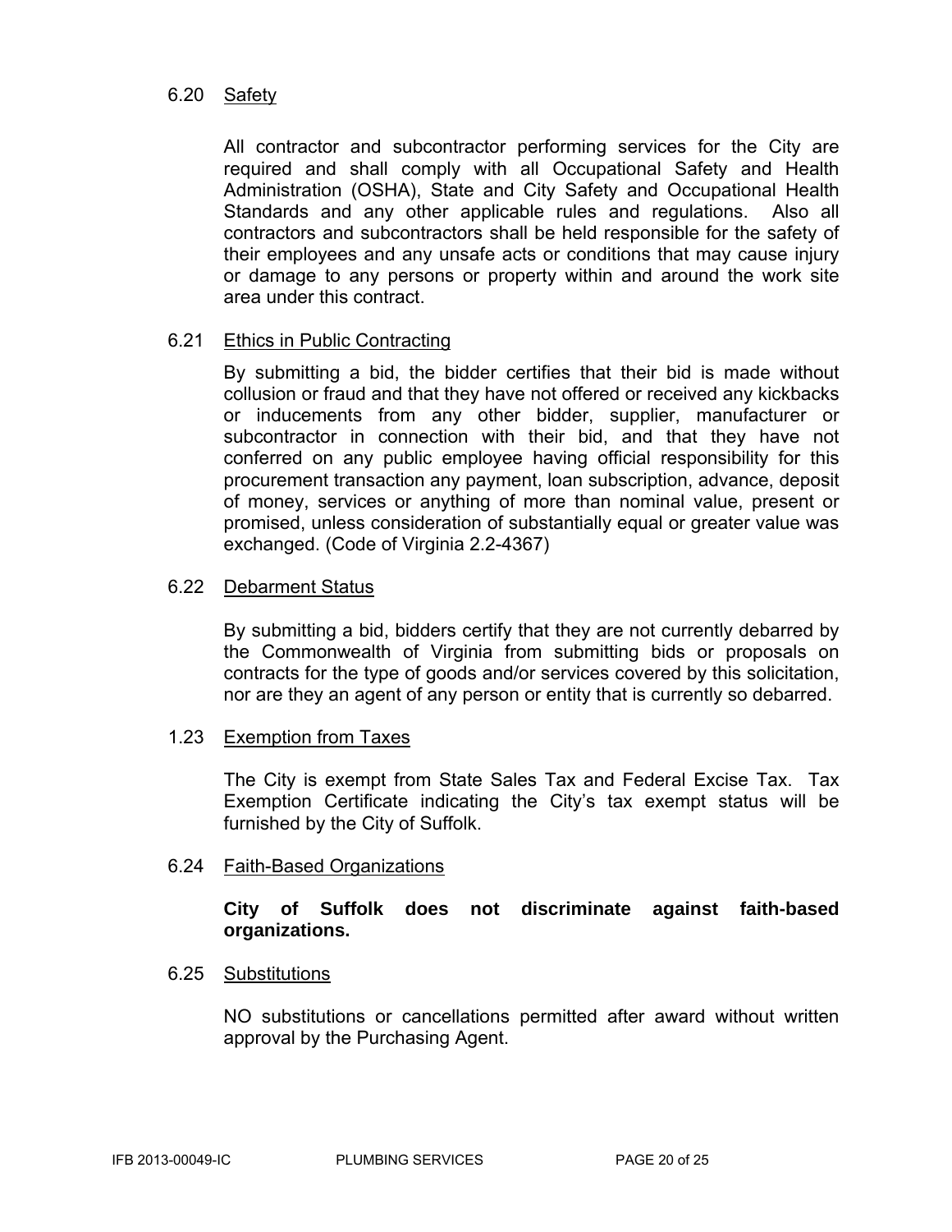6.20 Safety

All contractor and subcontractor performing services for the City are required and shall comply with all Occupational Safety and Health Administration (OSHA), State and City Safety and Occupational Health Standards and any other applicable rules and regulations. Also all contractors and subcontractors shall be held responsible for the safety of their employees and any unsafe acts or conditions that may cause injury or damage to any persons or property within and around the work site area under this contract.

6.21 Ethics in Public Contracting

By submitting a bid, the bidder certifies that their bid is made without collusion or fraud and that they have not offered or received any kickbacks or inducements from any other bidder, supplier, manufacturer or subcontractor in connection with their bid, and that they have not conferred on any public employee having official responsibility for this procurement transaction any payment, loan subscription, advance, deposit of money, services or anything of more than nominal value, present or promised, unless consideration of substantially equal or greater value was exchanged. (Code of Virginia 2.2-4367)

6.22 Debarment Status

By submitting a bid, bidders certify that they are not currently debarred by the Commonwealth of Virginia from submitting bids or proposals on contracts for the type of goods and/or services covered by this solicitation, nor are they an agent of any person or entity that is currently so debarred.

1.23 Exemption from Taxes

The City is exempt from State Sales Tax and Federal Excise Tax. Tax Exemption Certificate indicating the City's tax exempt status will be furnished by the City of Suffolk.

6.24 Faith-Based Organizations

**City of Suffolk does not discriminate against faith-based organizations.**

6.25 Substitutions

NO substitutions or cancellations permitted after award without written approval by the Purchasing Agent.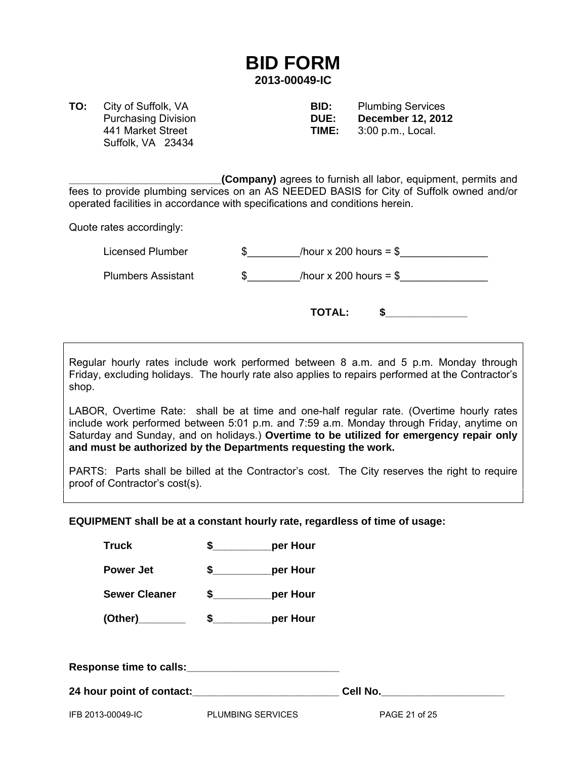# BID FORM

**2013-00049-IC**

**TO:** City of Suffolk, VA
Purchasing Division
441 Market Street
Suffolk, VA 23434

**BID:** Plumbing Services
**DUE:** **December 12, 2012**
**TIME:** 3:00 p.m., Local.

__________________________**(Company)** agrees to furnish all labor, equipment, permits and fees to provide plumbing services on an AS NEEDED BASIS for City of Suffolk owned and/or operated facilities in accordance with specifications and conditions herein.

Quote rates accordingly:

Licensed Plumber $_________/hour x 200 hours = $_______________

Plumbers Assistant $_________/hour x 200 hours = $_______________

**TOTAL: $**______________

Regular hourly rates include work performed between 8 a.m. and 5 p.m. Monday through Friday, excluding holidays. The hourly rate also applies to repairs performed at the Contractor's shop.

LABOR, Overtime Rate: shall be at time and one-half regular rate. (Overtime hourly rates include work performed between 5:01 p.m. and 7:59 a.m. Monday through Friday, anytime on Saturday and Sunday, and on holidays.) **Overtime to be utilized for emergency repair only and must be authorized by the Departments requesting the work.**

PARTS: Parts shall be billed at the Contractor's cost. The City reserves the right to require proof of Contractor's cost(s).

**EQUIPMENT shall be at a constant hourly rate, regardless of time of usage:**

**Truck** **$__________per Hour**

**Power Jet** **$__________per Hour**

**Sewer Cleaner** **$__________per Hour**

**(Other)________** **$__________per Hour**

**Response time to calls:__________________________**

**24 hour point of contact:__________________________ Cell No.______________________**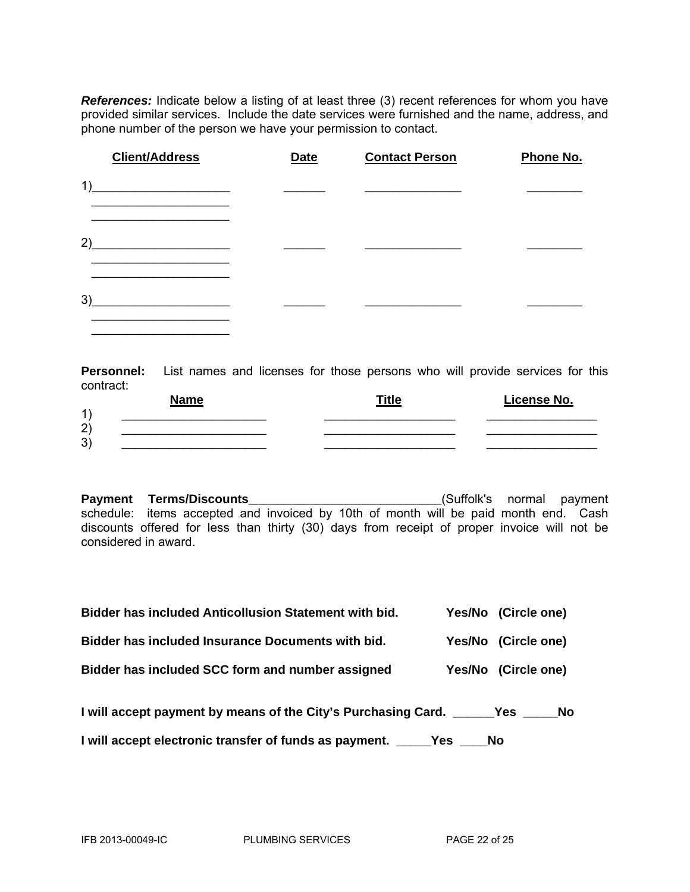***References:*** Indicate below a listing of at least three (3) recent references for whom you have provided similar services. Include the date services were furnished and the name, address, and phone number of the person we have your permission to contact.

| Client/Address | Date | Contact Person | Phone No. |
|---|---|---|---|
| 1)____________________ ____________________ ____________________ | ______ | ______________ | ________ |
| 2)____________________ ____________________ ____________________ | ______ | ______________ | ________ |
| 3)____________________ ____________________ ____________________ | ______ | ______________ | ________ |

**Personnel:** List names and licenses for those persons who will provide services for this contract:

| | Name | Title | License No. |
|---|---|---|---|
| 1) | ____________________ | __________________ | ________________ |
| 2) | ____________________ | __________________ | ________________ |
| 3) | ____________________ | __________________ | ________________ |

**Payment Terms/Discounts**____________________________(Suffolk's normal payment schedule: items accepted and invoiced by 10th of month will be paid month end. Cash discounts offered for less than thirty (30) days from receipt of proper invoice will not be considered in award.

**Bidder has included Anticollusion Statement with bid.** **Yes/No (Circle one)**

**Bidder has included Insurance Documents with bid.** **Yes/No (Circle one)**

**Bidder has included SCC form and number assigned** **Yes/No (Circle one)**

**I will accept payment by means of the City's Purchasing Card. ______Yes _____No**

**I will accept electronic transfer of funds as payment. _____Yes ____No**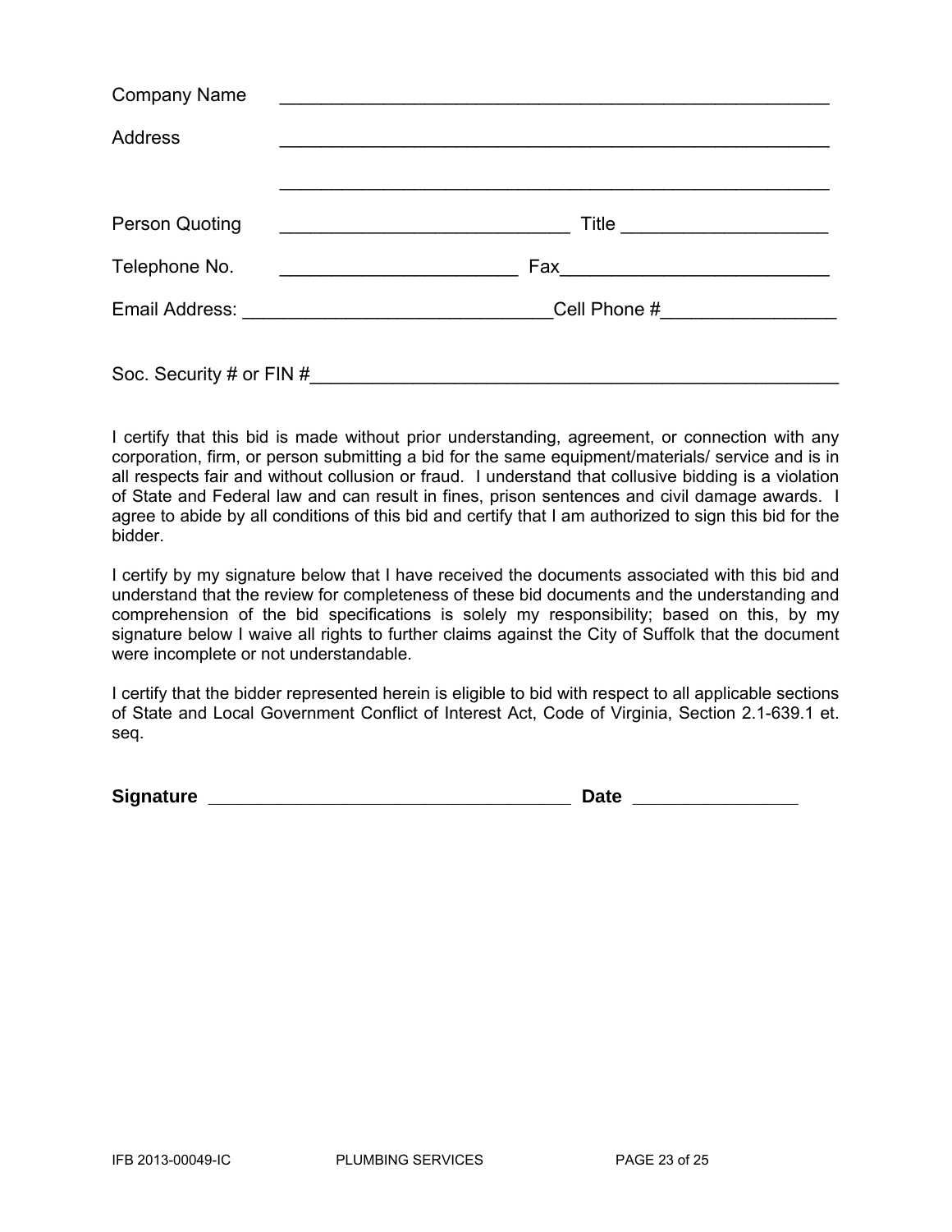Company Name \_\_\_\_\_\_\_\_\_\_\_\_\_\_\_\_\_\_\_\_\_\_\_\_\_\_\_\_\_\_\_\_\_\_\_\_\_\_\_\_\_\_\_\_\_\_\_\_\_\_\_\_\_\_\_

Address \_\_\_\_\_\_\_\_\_\_\_\_\_\_\_\_\_\_\_\_\_\_\_\_\_\_\_\_\_\_\_\_\_\_\_\_\_\_\_\_\_\_\_\_\_\_\_\_\_\_\_\_\_\_\_

\_\_\_\_\_\_\_\_\_\_\_\_\_\_\_\_\_\_\_\_\_\_\_\_\_\_\_\_\_\_\_\_\_\_\_\_\_\_\_\_\_\_\_\_\_\_\_\_\_\_\_\_\_\_\_

Person Quoting \_\_\_\_\_\_\_\_\_\_\_\_\_\_\_\_\_\_\_\_\_\_\_\_\_\_\_\_\_ Title \_\_\_\_\_\_\_\_\_\_\_\_\_\_\_\_\_\_\_\_

Telephone No. \_\_\_\_\_\_\_\_\_\_\_\_\_\_\_\_\_\_\_\_\_\_\_ Fax\_\_\_\_\_\_\_\_\_\_\_\_\_\_\_\_\_\_\_\_\_\_\_\_\_\_

Email Address: \_\_\_\_\_\_\_\_\_\_\_\_\_\_\_\_\_\_\_\_\_\_\_\_\_\_\_\_\_\_Cell Phone #\_\_\_\_\_\_\_\_\_\_\_\_\_\_\_\_\_

Soc. Security # or FIN #\_\_\_\_\_\_\_\_\_\_\_\_\_\_\_\_\_\_\_\_\_\_\_\_\_\_\_\_\_\_\_\_\_\_\_\_\_\_\_\_\_\_\_\_\_\_\_\_\_\_\_\_\_

I certify that this bid is made without prior understanding, agreement, or connection with any corporation, firm, or person submitting a bid for the same equipment/materials/ service and is in all respects fair and without collusion or fraud. I understand that collusive bidding is a violation of State and Federal law and can result in fines, prison sentences and civil damage awards. I agree to abide by all conditions of this bid and certify that I am authorized to sign this bid for the bidder.

I certify by my signature below that I have received the documents associated with this bid and understand that the review for completeness of these bid documents and the understanding and comprehension of the bid specifications is solely my responsibility; based on this, by my signature below I waive all rights to further claims against the City of Suffolk that the document were incomplete or not understandable.

I certify that the bidder represented herein is eligible to bid with respect to all applicable sections of State and Local Government Conflict of Interest Act, Code of Virginia, Section 2.1-639.1 et. seq.

**Signature \_\_\_\_\_\_\_\_\_\_\_\_\_\_\_\_\_\_\_\_\_\_\_\_\_\_\_\_\_\_\_\_\_\_\_\_ Date \_\_\_\_\_\_\_\_\_\_\_\_\_\_\_\_**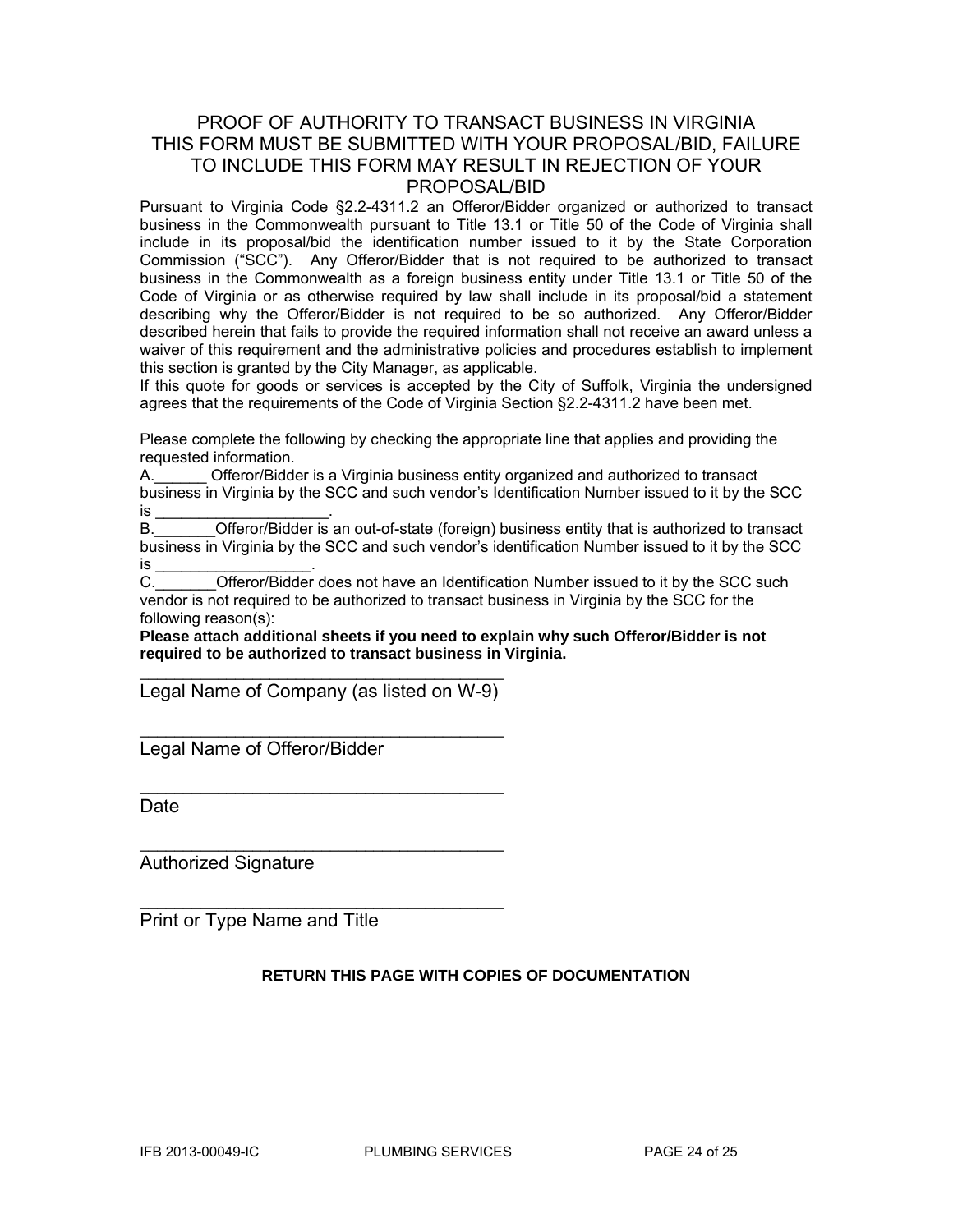# PROOF OF AUTHORITY TO TRANSACT BUSINESS IN VIRGINIA THIS FORM MUST BE SUBMITTED WITH YOUR PROPOSAL/BID, FAILURE TO INCLUDE THIS FORM MAY RESULT IN REJECTION OF YOUR PROPOSAL/BID

Pursuant to Virginia Code §2.2-4311.2 an Offeror/Bidder organized or authorized to transact business in the Commonwealth pursuant to Title 13.1 or Title 50 of the Code of Virginia shall include in its proposal/bid the identification number issued to it by the State Corporation Commission ("SCC"). Any Offeror/Bidder that is not required to be authorized to transact business in the Commonwealth as a foreign business entity under Title 13.1 or Title 50 of the Code of Virginia or as otherwise required by law shall include in its proposal/bid a statement describing why the Offeror/Bidder is not required to be so authorized. Any Offeror/Bidder described herein that fails to provide the required information shall not receive an award unless a waiver of this requirement and the administrative policies and procedures establish to implement this section is granted by the City Manager, as applicable.

If this quote for goods or services is accepted by the City of Suffolk, Virginia the undersigned agrees that the requirements of the Code of Virginia Section §2.2-4311.2 have been met.

Please complete the following by checking the appropriate line that applies and providing the requested information.

A.______ Offeror/Bidder is a Virginia business entity organized and authorized to transact business in Virginia by the SCC and such vendor's Identification Number issued to it by the SCC is ____________________.

B._______Offeror/Bidder is an out-of-state (foreign) business entity that is authorized to transact business in Virginia by the SCC and such vendor's identification Number issued to it by the SCC is __________________.

C._______Offeror/Bidder does not have an Identification Number issued to it by the SCC such vendor is not required to be authorized to transact business in Virginia by the SCC for the following reason(s):

**Please attach additional sheets if you need to explain why such Offeror/Bidder is not required to be authorized to transact business in Virginia.**

_____________________________________
Legal Name of Company (as listed on W-9)

_____________________________________
Legal Name of Offeror/Bidder

_____________________________________
Date

_____________________________________
Authorized Signature

_____________________________________
Print or Type Name and Title

**RETURN THIS PAGE WITH COPIES OF DOCUMENTATION**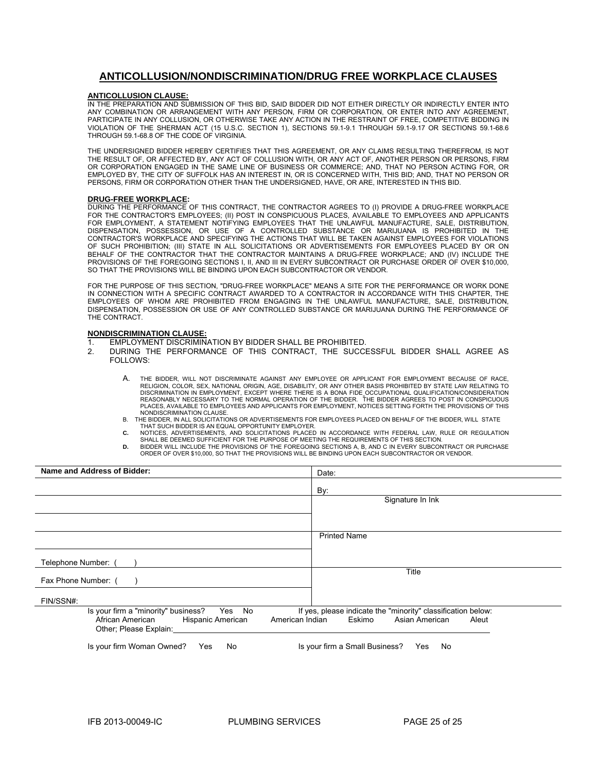## ANTICOLLUSION/NONDISCRIMINATION/DRUG FREE WORKPLACE CLAUSES

**ANTICOLLUSION CLAUSE:**

IN THE PREPARATION AND SUBMISSION OF THIS BID, SAID BIDDER DID NOT EITHER DIRECTLY OR INDIRECTLY ENTER INTO ANY COMBINATION OR ARRANGEMENT WITH ANY PERSON, FIRM OR CORPORATION, OR ENTER INTO ANY AGREEMENT, PARTICIPATE IN ANY COLLUSION, OR OTHERWISE TAKE ANY ACTION IN THE RESTRAINT OF FREE, COMPETITIVE BIDDING IN VIOLATION OF THE SHERMAN ACT (15 U.S.C. SECTION 1), SECTIONS 59.1-9.1 THROUGH 59.1-9.17 OR SECTIONS 59.1-68.6 THROUGH 59.1-68.8 OF THE CODE OF VIRGINIA.

THE UNDERSIGNED BIDDER HEREBY CERTIFIES THAT THIS AGREEMENT, OR ANY CLAIMS RESULTING THEREFROM, IS NOT THE RESULT OF, OR AFFECTED BY, ANY ACT OF COLLUSION WITH, OR ANY ACT OF, ANOTHER PERSON OR PERSONS, FIRM OR CORPORATION ENGAGED IN THE SAME LINE OF BUSINESS OR COMMERCE; AND, THAT NO PERSON ACTING FOR, OR EMPLOYED BY, THE CITY OF SUFFOLK HAS AN INTEREST IN, OR IS CONCERNED WITH, THIS BID; AND, THAT NO PERSON OR PERSONS, FIRM OR CORPORATION OTHER THAN THE UNDERSIGNED, HAVE, OR ARE, INTERESTED IN THIS BID.

**DRUG-FREE WORKPLACE:**

DURING THE PERFORMANCE OF THIS CONTRACT, THE CONTRACTOR AGREES TO (I) PROVIDE A DRUG-FREE WORKPLACE FOR THE CONTRACTOR'S EMPLOYEES; (II) POST IN CONSPICUOUS PLACES, AVAILABLE TO EMPLOYEES AND APPLICANTS FOR EMPLOYMENT, A STATEMENT NOTIFYING EMPLOYEES THAT THE UNLAWFUL MANUFACTURE, SALE, DISTRIBUTION, DISPENSATION, POSSESSION, OR USE OF A CONTROLLED SUBSTANCE OR MARIJUANA IS PROHIBITED IN THE CONTRACTOR'S WORKPLACE AND SPECIFYING THE ACTIONS THAT WILL BE TAKEN AGAINST EMPLOYEES FOR VIOLATIONS OF SUCH PROHIBITION; (III) STATE IN ALL SOLICITATIONS OR ADVERTISEMENTS FOR EMPLOYEES PLACED BY OR ON BEHALF OF THE CONTRACTOR THAT THE CONTRACTOR MAINTAINS A DRUG-FREE WORKPLACE; AND (IV) INCLUDE THE PROVISIONS OF THE FOREGOING SECTIONS I, II, AND III IN EVERY SUBCONTRACT OR PURCHASE ORDER OF OVER $10,000, SO THAT THE PROVISIONS WILL BE BINDING UPON EACH SUBCONTRACTOR OR VENDOR.

FOR THE PURPOSE OF THIS SECTION, "DRUG-FREE WORKPLACE" MEANS A SITE FOR THE PERFORMANCE OR WORK DONE IN CONNECTION WITH A SPECIFIC CONTRACT AWARDED TO A CONTRACTOR IN ACCORDANCE WITH THIS CHAPTER, THE EMPLOYEES OF WHOM ARE PROHIBITED FROM ENGAGING IN THE UNLAWFUL MANUFACTURE, SALE, DISTRIBUTION, DISPENSATION, POSSESSION OR USE OF ANY CONTROLLED SUBSTANCE OR MARIJUANA DURING THE PERFORMANCE OF THE CONTRACT.

**NONDISCRIMINATION CLAUSE:**

1. EMPLOYMENT DISCRIMINATION BY BIDDER SHALL BE PROHIBITED.
2. DURING THE PERFORMANCE OF THIS CONTRACT, THE SUCCESSFUL BIDDER SHALL AGREE AS FOLLOWS:

   A. THE BIDDER, WILL NOT DISCRIMINATE AGAINST ANY EMPLOYEE OR APPLICANT FOR EMPLOYMENT BECAUSE OF RACE, RELIGION, COLOR, SEX, NATIONAL ORIGIN, AGE, DISABILITY, OR ANY OTHER BASIS PROHIBITED BY STATE LAW RELATING TO DISCRIMINATION IN EMPLOYMENT, EXCEPT WHERE THERE IS A BONA FIDE OCCUPATIONAL QUALIFICATION/CONSIDERATION REASONABLY NECESSARY TO THE NORMAL OPERATION OF THE BIDDER. THE BIDDER AGREES TO POST IN CONSPICUOUS PLACES, AVAILABLE TO EMPLOYEES AND APPLICANTS FOR EMPLOYMENT, NOTICES SETTING FORTH THE PROVISIONS OF THIS NONDISCRIMINATION CLAUSE.

   B. THE BIDDER, IN ALL SOLICITATIONS OR ADVERTISEMENTS FOR EMPLOYEES PLACED ON BEHALF OF THE BIDDER, WILL STATE THAT SUCH BIDDER IS AN EQUAL OPPORTUNITY EMPLOYER.

   C. NOTICES, ADVERTISEMENTS, AND SOLICITATIONS PLACED IN ACCORDANCE WITH FEDERAL LAW, RULE OR REGULATION SHALL BE DEEMED SUFFICIENT FOR THE PURPOSE OF MEETING THE REQUIREMENTS OF THIS SECTION.

   D. BIDDER WILL INCLUDE THE PROVISIONS OF THE FOREGOING SECTIONS A, B, AND C IN EVERY SUBCONTRACT OR PURCHASE ORDER OF OVER $10,000, SO THAT THE PROVISIONS WILL BE BINDING UPON EACH SUBCONTRACTOR OR VENDOR.

| Name and Address of Bidder: | Date: |
|---|---|
| | By: |
| | Signature In Ink |
| | |
| | Printed Name |
| Telephone Number: ( ) | |
| Fax Phone Number: ( ) | Title |
| FIN/SSN#: | |

Is your firm a "minority" business? Yes No

If yes, please indicate the "minority" classification below:

African American   Hispanic American   American Indian   Eskimo   Asian American   Aleut

Other; Please Explain:

Is your firm Woman Owned? Yes No

Is your firm a Small Business? Yes No